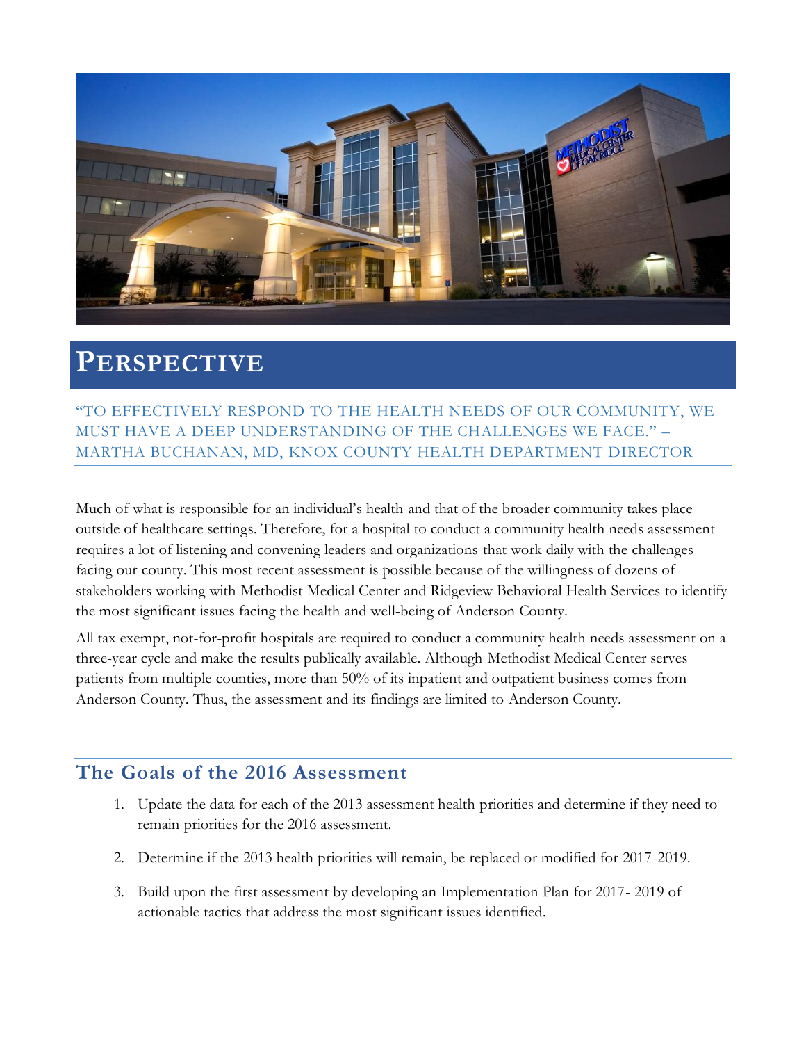# PERSPECTIVE

"TO EFFECTIVELY RESPOND TO THE HEALTH NEEDS OF OUR COMMUNITY, WE MUST HAVE A DEEP UNDERSTANDING OF THE CHALLENGES WE FACE." – MARTHA BUCHANAN, MD, KNOX COUNTY HEALTH DEPARTMENT DIRECTOR

Much of what is responsible for an individual's health and that of the broader community takes place outside of healthcare settings. Therefore, for a hospital to conduct a community health needs assessment requires a lot of listening and convening leaders and organizations that work daily with the challenges facing our county. This most recent assessment is possible because of the willingness of dozens of stakeholders working with Methodist Medical Center and Ridgeview Behavioral Health Services to identify the most significant issues facing the health and well-being of Anderson County.

All tax exempt, not-for-profit hospitals are required to conduct a community health needs assessment on a three-year cycle and make the results publically available. Although Methodist Medical Center serves patients from multiple counties, more than 50% of its inpatient and outpatient business comes from Anderson County. Thus, the assessment and its findings are limited to Anderson County.

## The Goals of the 2016 Assessment

1. Update the data for each of the 2013 assessment health priorities and determine if they need to remain priorities for the 2016 assessment.
2. Determine if the 2013 health priorities will remain, be replaced or modified for 2017-2019.
3. Build upon the first assessment by developing an Implementation Plan for 2017- 2019 of actionable tactics that address the most significant issues identified.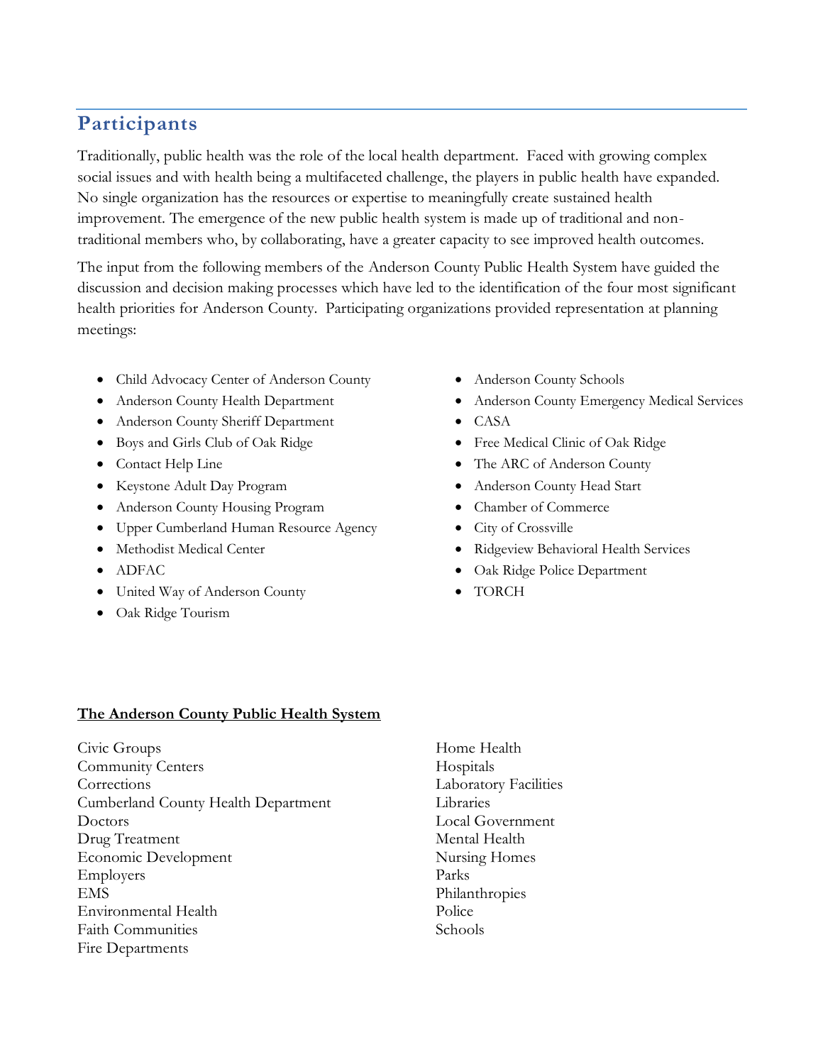## Participants

Traditionally, public health was the role of the local health department. Faced with growing complex social issues and with health being a multifaceted challenge, the players in public health have expanded. No single organization has the resources or expertise to meaningfully create sustained health improvement. The emergence of the new public health system is made up of traditional and non-traditional members who, by collaborating, have a greater capacity to see improved health outcomes.

The input from the following members of the Anderson County Public Health System have guided the discussion and decision making processes which have led to the identification of the four most significant health priorities for Anderson County. Participating organizations provided representation at planning meetings:

- Child Advocacy Center of Anderson County
- Anderson County Health Department
- Anderson County Sheriff Department
- Boys and Girls Club of Oak Ridge
- Contact Help Line
- Keystone Adult Day Program
- Anderson County Housing Program
- Upper Cumberland Human Resource Agency
- Methodist Medical Center
- ADFAC
- United Way of Anderson County
- Oak Ridge Tourism
- Anderson County Schools
- Anderson County Emergency Medical Services
- CASA
- Free Medical Clinic of Oak Ridge
- The ARC of Anderson County
- Anderson County Head Start
- Chamber of Commerce
- City of Crossville
- Ridgeview Behavioral Health Services
- Oak Ridge Police Department
- TORCH

**The Anderson County Public Health System**

Civic Groups
Community Centers
Corrections
Cumberland County Health Department
Doctors
Drug Treatment
Economic Development
Employers
EMS
Environmental Health
Faith Communities
Fire Departments
Home Health
Hospitals
Laboratory Facilities
Libraries
Local Government
Mental Health
Nursing Homes
Parks
Philanthropies
Police
Schools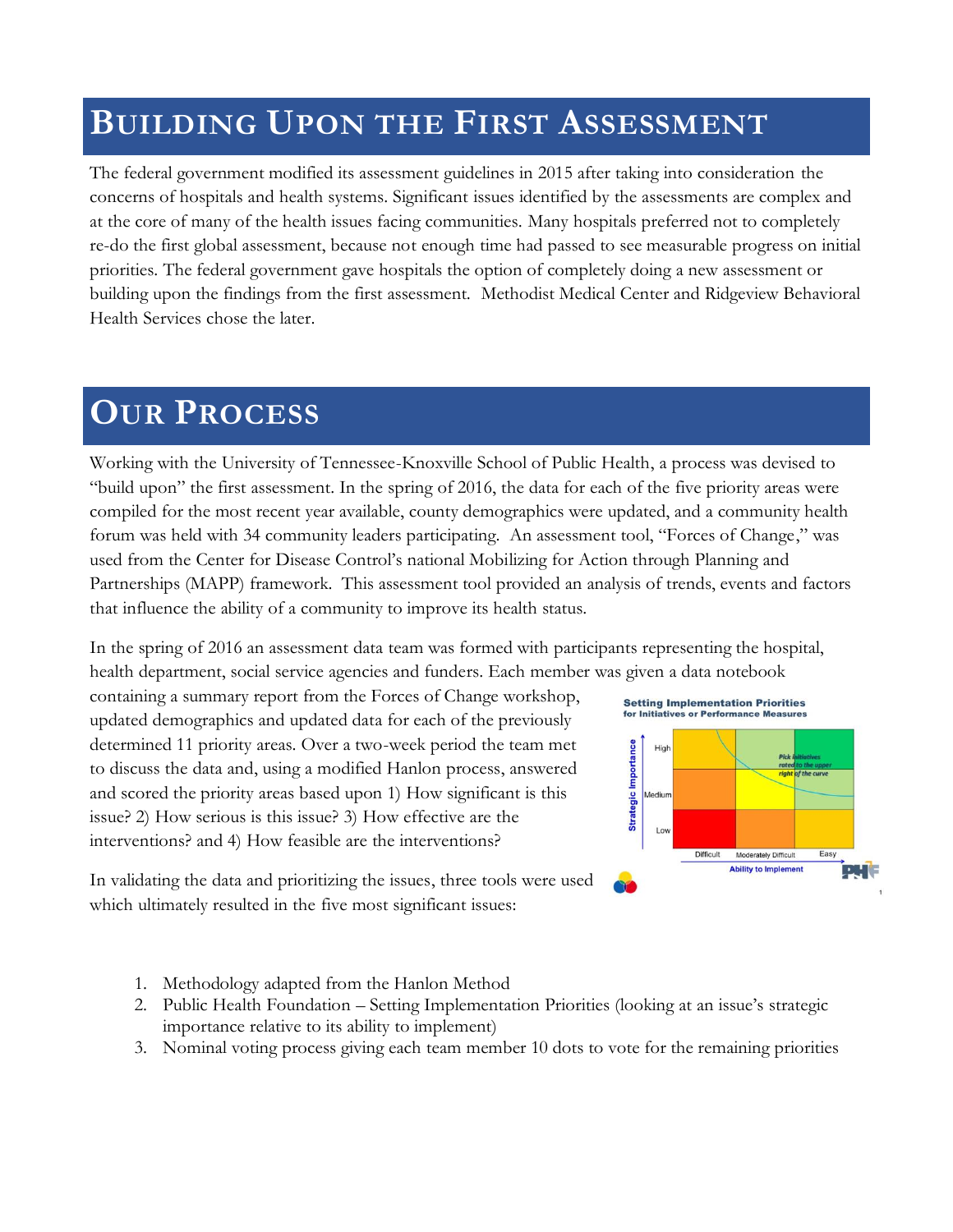# Building Upon the First Assessment

The federal government modified its assessment guidelines in 2015 after taking into consideration the concerns of hospitals and health systems. Significant issues identified by the assessments are complex and at the core of many of the health issues facing communities. Many hospitals preferred not to completely re-do the first global assessment, because not enough time had passed to see measurable progress on initial priorities. The federal government gave hospitals the option of completely doing a new assessment or building upon the findings from the first assessment. Methodist Medical Center and Ridgeview Behavioral Health Services chose the later.

# Our Process

Working with the University of Tennessee-Knoxville School of Public Health, a process was devised to "build upon" the first assessment. In the spring of 2016, the data for each of the five priority areas were compiled for the most recent year available, county demographics were updated, and a community health forum was held with 34 community leaders participating. An assessment tool, "Forces of Change," was used from the Center for Disease Control's national Mobilizing for Action through Planning and Partnerships (MAPP) framework. This assessment tool provided an analysis of trends, events and factors that influence the ability of a community to improve its health status.

In the spring of 2016 an assessment data team was formed with participants representing the hospital, health department, social service agencies and funders. Each member was given a data notebook containing a summary report from the Forces of Change workshop, updated demographics and updated data for each of the previously determined 11 priority areas. Over a two-week period the team met to discuss the data and, using a modified Hanlon process, answered and scored the priority areas based upon 1) How significant is this issue? 2) How serious is this issue? 3) How effective are the interventions? and 4) How feasible are the interventions?

In validating the data and prioritizing the issues, three tools were used which ultimately resulted in the five most significant issues:

1. Methodology adapted from the Hanlon Method
2. Public Health Foundation – Setting Implementation Priorities (looking at an issue's strategic importance relative to its ability to implement)
3. Nominal voting process giving each team member 10 dots to vote for the remaining priorities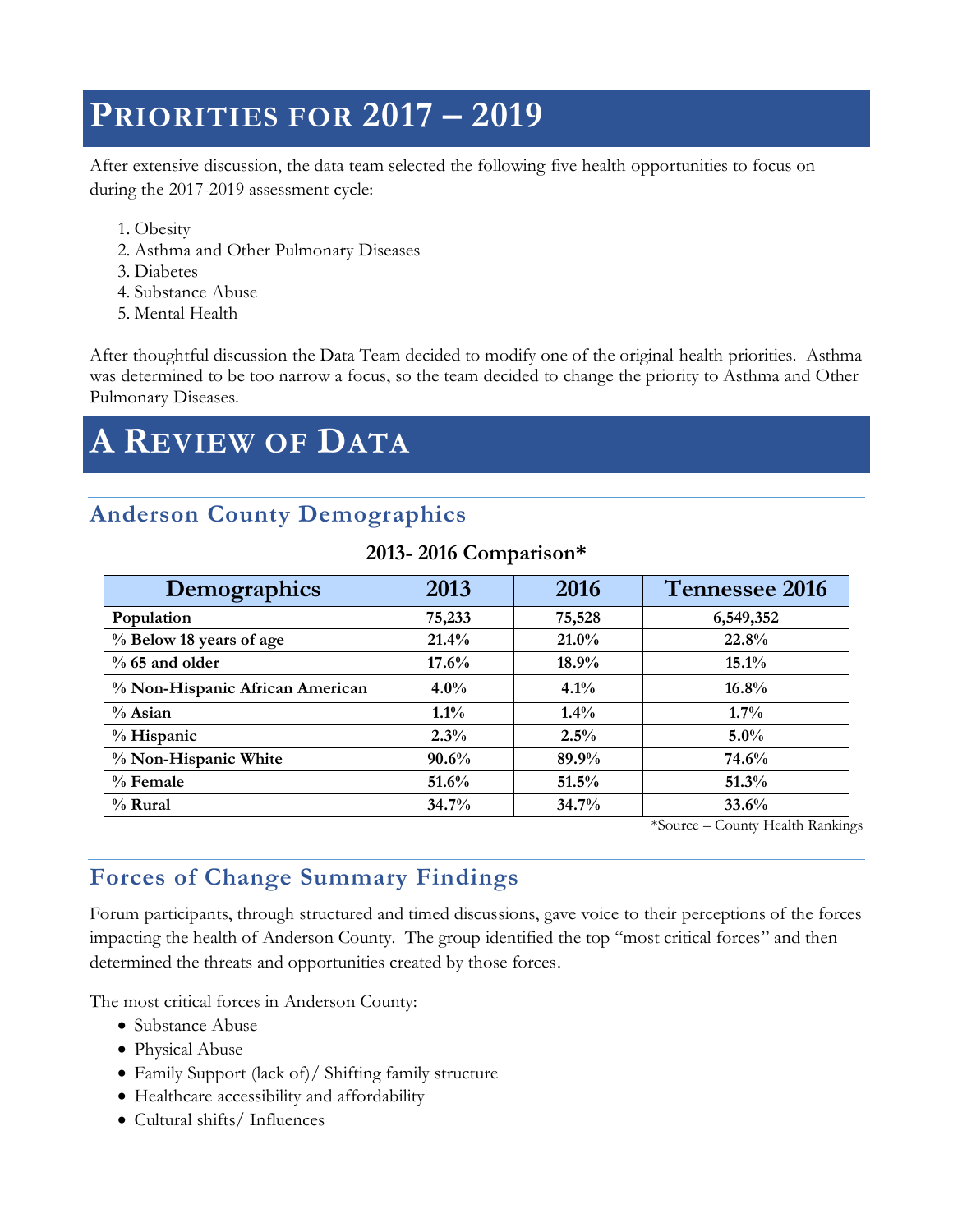# Priorities for 2017 – 2019

After extensive discussion, the data team selected the following five health opportunities to focus on during the 2017-2019 assessment cycle:

1. Obesity
2. Asthma and Other Pulmonary Diseases
3. Diabetes
4. Substance Abuse
5. Mental Health

After thoughtful discussion the Data Team decided to modify one of the original health priorities. Asthma was determined to be too narrow a focus, so the team decided to change the priority to Asthma and Other Pulmonary Diseases.

# A Review of Data

## Anderson County Demographics

**2013- 2016 Comparison***

| Demographics | 2013 | 2016 | Tennessee 2016 |
| --- | --- | --- | --- |
| **Population** | **75,233** | **75,528** | **6,549,352** |
| **% Below 18 years of age** | **21.4%** | **21.0%** | **22.8%** |
| **% 65 and older** | **17.6%** | **18.9%** | **15.1%** |
| **% Non-Hispanic African American** | **4.0%** | **4.1%** | **16.8%** |
| **% Asian** | **1.1%** | **1.4%** | **1.7%** |
| **% Hispanic** | **2.3%** | **2.5%** | **5.0%** |
| **% Non-Hispanic White** | **90.6%** | **89.9%** | **74.6%** |
| **% Female** | **51.6%** | **51.5%** | **51.3%** |
| **% Rural** | **34.7%** | **34.7%** | **33.6%** |

*Source – County Health Rankings

## Forces of Change Summary Findings

Forum participants, through structured and timed discussions, gave voice to their perceptions of the forces impacting the health of Anderson County. The group identified the top "most critical forces" and then determined the threats and opportunities created by those forces.

The most critical forces in Anderson County:

- Substance Abuse
- Physical Abuse
- Family Support (lack of)/ Shifting family structure
- Healthcare accessibility and affordability
- Cultural shifts/ Influences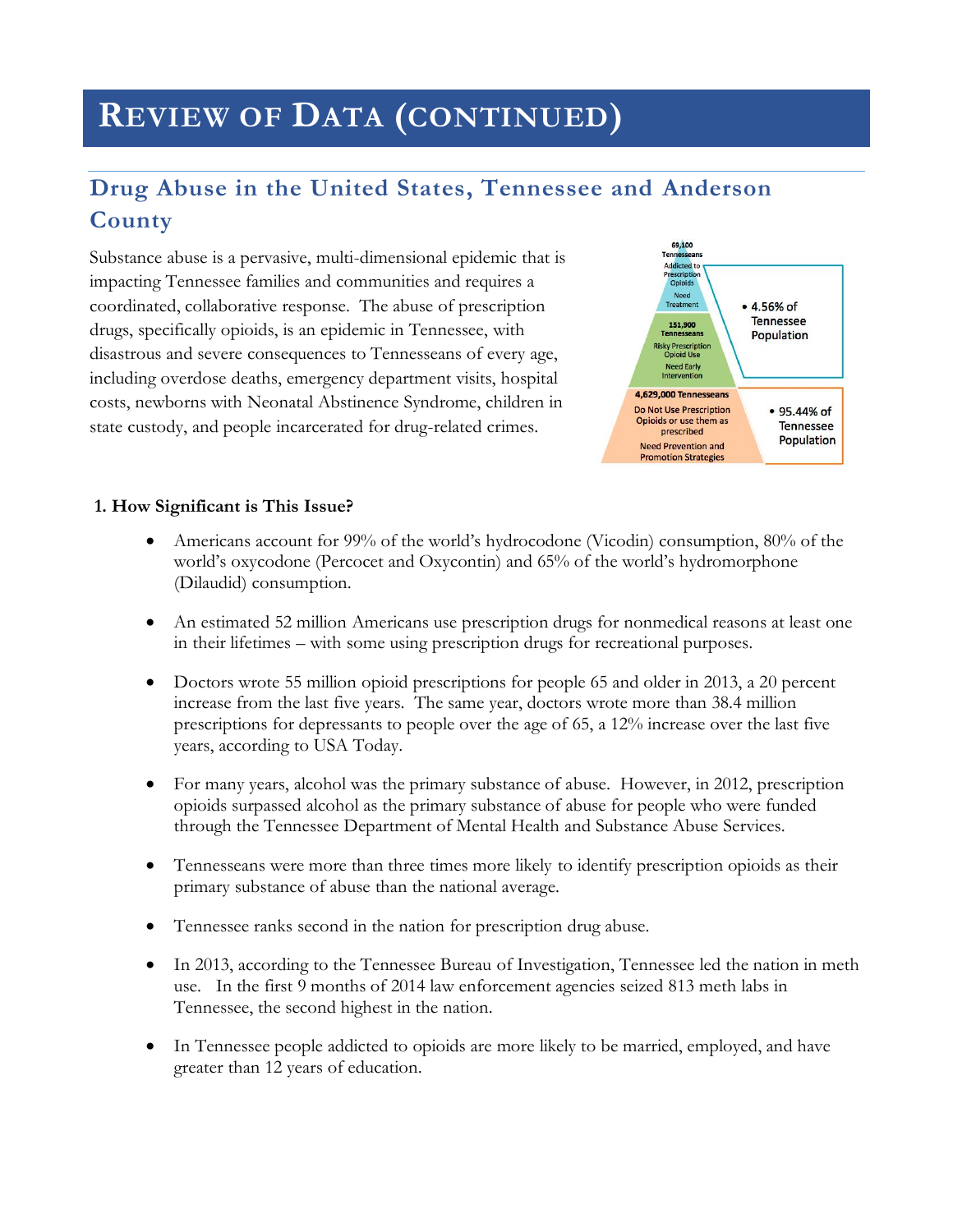# Review of Data (continued)

## Drug Abuse in the United States, Tennessee and Anderson County

Substance abuse is a pervasive, multi-dimensional epidemic that is impacting Tennessee families and communities and requires a coordinated, collaborative response. The abuse of prescription drugs, specifically opioids, is an epidemic in Tennessee, with disastrous and severe consequences to Tennesseans of every age, including overdose deaths, emergency department visits, hospital costs, newborns with Neonatal Abstinence Syndrome, children in state custody, and people incarcerated for drug-related crimes.

69,100 Tennesseans Addicted to Prescription Opioids Need Treatment

151,900 Tennesseans Risky Prescription Opioid Use Need Early Intervention

- 4.56% of Tennessee Population

4,629,000 Tennesseans Do Not Use Prescription Opioids or use them as prescribed Need Prevention and Promotion Strategies

- 95.44% of Tennessee Population

**1. How Significant is This Issue?**

- Americans account for 99% of the world's hydrocodone (Vicodin) consumption, 80% of the world's oxycodone (Percocet and Oxycontin) and 65% of the world's hydromorphone (Dilaudid) consumption.
- An estimated 52 million Americans use prescription drugs for nonmedical reasons at least one in their lifetimes – with some using prescription drugs for recreational purposes.
- Doctors wrote 55 million opioid prescriptions for people 65 and older in 2013, a 20 percent increase from the last five years. The same year, doctors wrote more than 38.4 million prescriptions for depressants to people over the age of 65, a 12% increase over the last five years, according to USA Today.
- For many years, alcohol was the primary substance of abuse. However, in 2012, prescription opioids surpassed alcohol as the primary substance of abuse for people who were funded through the Tennessee Department of Mental Health and Substance Abuse Services.
- Tennesseans were more than three times more likely to identify prescription opioids as their primary substance of abuse than the national average.
- Tennessee ranks second in the nation for prescription drug abuse.
- In 2013, according to the Tennessee Bureau of Investigation, Tennessee led the nation in meth use. In the first 9 months of 2014 law enforcement agencies seized 813 meth labs in Tennessee, the second highest in the nation.
- In Tennessee people addicted to opioids are more likely to be married, employed, and have greater than 12 years of education.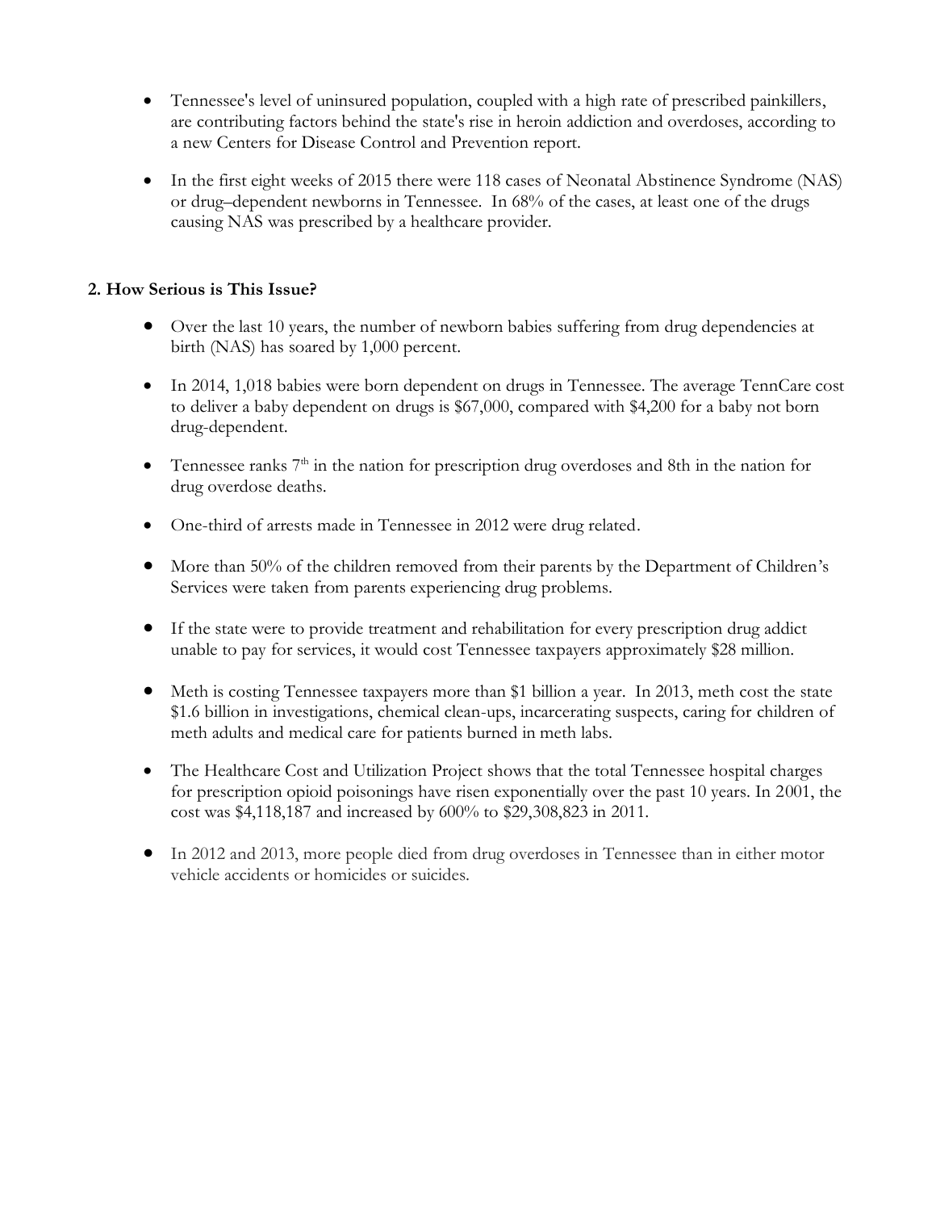- Tennessee's level of uninsured population, coupled with a high rate of prescribed painkillers, are contributing factors behind the state's rise in heroin addiction and overdoses, according to a new Centers for Disease Control and Prevention report.
- In the first eight weeks of 2015 there were 118 cases of Neonatal Abstinence Syndrome (NAS) or drug–dependent newborns in Tennessee. In 68% of the cases, at least one of the drugs causing NAS was prescribed by a healthcare provider.

**2. How Serious is This Issue?**

- Over the last 10 years, the number of newborn babies suffering from drug dependencies at birth (NAS) has soared by 1,000 percent.
- In 2014, 1,018 babies were born dependent on drugs in Tennessee. The average TennCare cost to deliver a baby dependent on drugs is $67,000, compared with $4,200 for a baby not born drug-dependent.
- Tennessee ranks 7th in the nation for prescription drug overdoses and 8th in the nation for drug overdose deaths.
- One-third of arrests made in Tennessee in 2012 were drug related.
- More than 50% of the children removed from their parents by the Department of Children's Services were taken from parents experiencing drug problems.
- If the state were to provide treatment and rehabilitation for every prescription drug addict unable to pay for services, it would cost Tennessee taxpayers approximately $28 million.
- Meth is costing Tennessee taxpayers more than $1 billion a year. In 2013, meth cost the state $1.6 billion in investigations, chemical clean-ups, incarcerating suspects, caring for children of meth adults and medical care for patients burned in meth labs.
- The Healthcare Cost and Utilization Project shows that the total Tennessee hospital charges for prescription opioid poisonings have risen exponentially over the past 10 years. In 2001, the cost was $4,118,187 and increased by 600% to $29,308,823 in 2011.
- In 2012 and 2013, more people died from drug overdoses in Tennessee than in either motor vehicle accidents or homicides or suicides.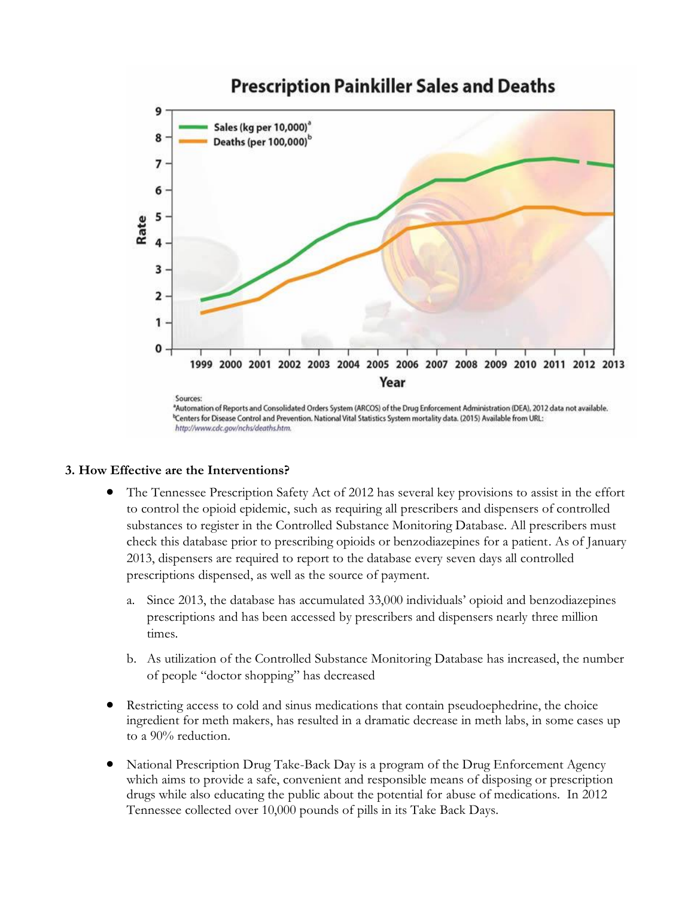## Prescription Painkiller Sales and Deaths

Sources:
[a]Automation of Reports and Consolidated Orders System (ARCOS) of the Drug Enforcement Administration (DEA), 2012 data not available.
[b]Centers for Disease Control and Prevention. National Vital Statistics System mortality data. (2015) Available from URL: *http://www.cdc.gov/nchs/deaths.htm.*

### 3. How Effective are the Interventions?

- The Tennessee Prescription Safety Act of 2012 has several key provisions to assist in the effort to control the opioid epidemic, such as requiring all prescribers and dispensers of controlled substances to register in the Controlled Substance Monitoring Database. All prescribers must check this database prior to prescribing opioids or benzodiazepines for a patient. As of January 2013, dispensers are required to report to the database every seven days all controlled prescriptions dispensed, as well as the source of payment.

   a. Since 2013, the database has accumulated 33,000 individuals' opioid and benzodiazepines prescriptions and has been accessed by prescribers and dispensers nearly three million times.

   b. As utilization of the Controlled Substance Monitoring Database has increased, the number of people "doctor shopping" has decreased

- Restricting access to cold and sinus medications that contain pseudoephedrine, the choice ingredient for meth makers, has resulted in a dramatic decrease in meth labs, in some cases up to a 90% reduction.

- National Prescription Drug Take-Back Day is a program of the Drug Enforcement Agency which aims to provide a safe, convenient and responsible means of disposing or prescription drugs while also educating the public about the potential for abuse of medications. In 2012 Tennessee collected over 10,000 pounds of pills in its Take Back Days.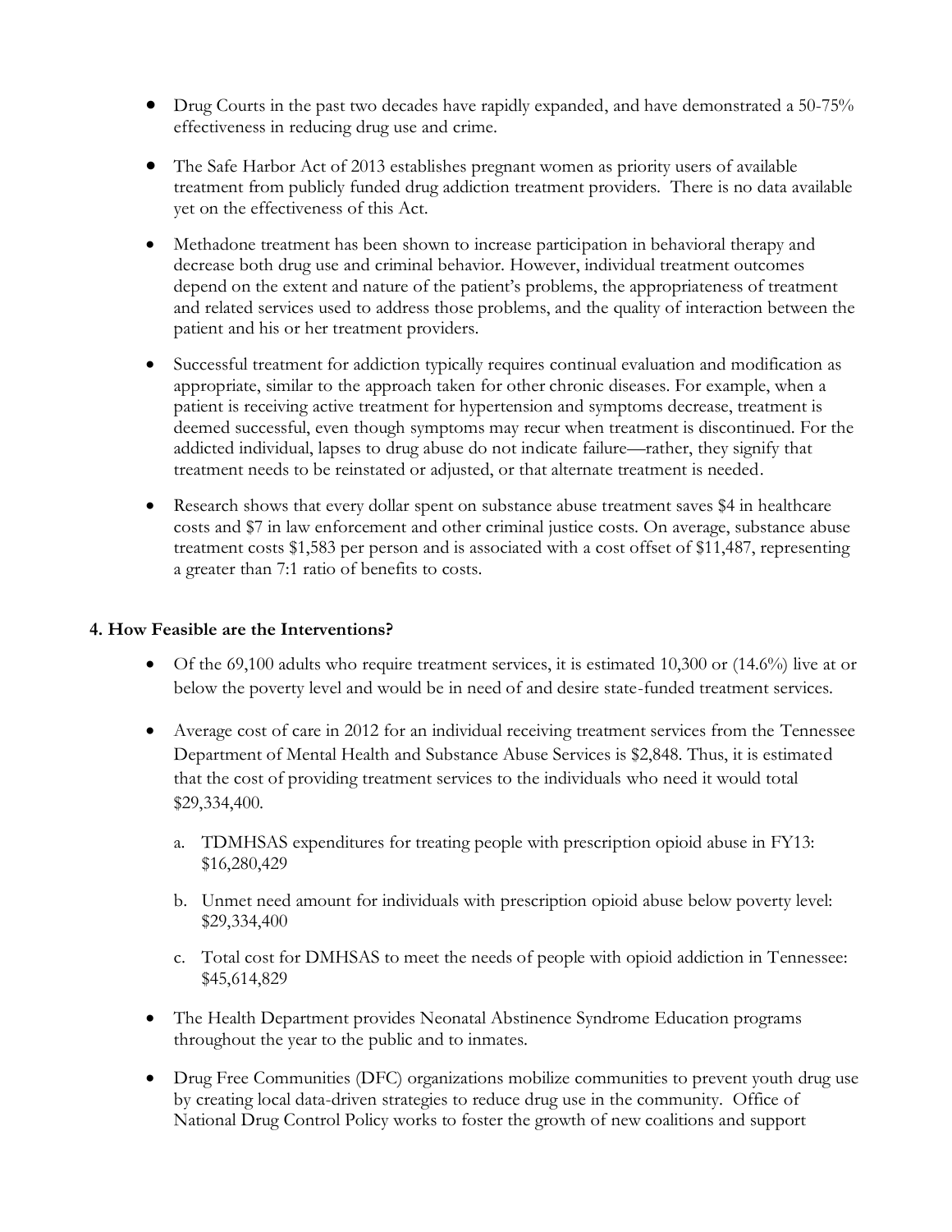- Drug Courts in the past two decades have rapidly expanded, and have demonstrated a 50-75% effectiveness in reducing drug use and crime.

- The Safe Harbor Act of 2013 establishes pregnant women as priority users of available treatment from publicly funded drug addiction treatment providers. There is no data available yet on the effectiveness of this Act.

- Methadone treatment has been shown to increase participation in behavioral therapy and decrease both drug use and criminal behavior. However, individual treatment outcomes depend on the extent and nature of the patient's problems, the appropriateness of treatment and related services used to address those problems, and the quality of interaction between the patient and his or her treatment providers.

- Successful treatment for addiction typically requires continual evaluation and modification as appropriate, similar to the approach taken for other chronic diseases. For example, when a patient is receiving active treatment for hypertension and symptoms decrease, treatment is deemed successful, even though symptoms may recur when treatment is discontinued. For the addicted individual, lapses to drug abuse do not indicate failure—rather, they signify that treatment needs to be reinstated or adjusted, or that alternate treatment is needed.

- Research shows that every dollar spent on substance abuse treatment saves $4 in healthcare costs and $7 in law enforcement and other criminal justice costs. On average, substance abuse treatment costs $1,583 per person and is associated with a cost offset of $11,487, representing a greater than 7:1 ratio of benefits to costs.

### 4. How Feasible are the Interventions?

- Of the 69,100 adults who require treatment services, it is estimated 10,300 or (14.6%) live at or below the poverty level and would be in need of and desire state-funded treatment services.

- Average cost of care in 2012 for an individual receiving treatment services from the Tennessee Department of Mental Health and Substance Abuse Services is $2,848. Thus, it is estimated that the cost of providing treatment services to the individuals who need it would total $29,334,400.

  a. TDMHSAS expenditures for treating people with prescription opioid abuse in FY13: $16,280,429

  b. Unmet need amount for individuals with prescription opioid abuse below poverty level: $29,334,400

  c. Total cost for DMHSAS to meet the needs of people with opioid addiction in Tennessee: $45,614,829

- The Health Department provides Neonatal Abstinence Syndrome Education programs throughout the year to the public and to inmates.

- Drug Free Communities (DFC) organizations mobilize communities to prevent youth drug use by creating local data-driven strategies to reduce drug use in the community. Office of National Drug Control Policy works to foster the growth of new coalitions and support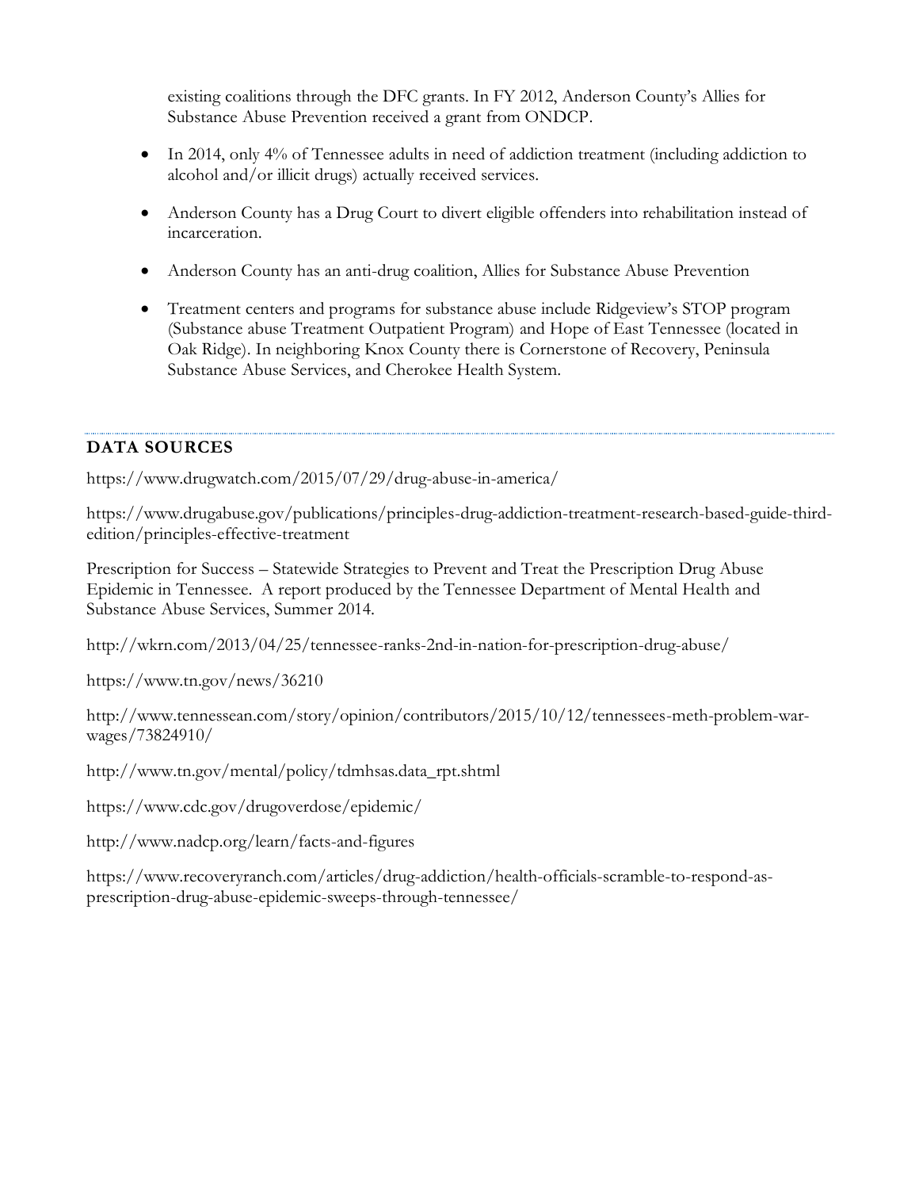existing coalitions through the DFC grants. In FY 2012, Anderson County's Allies for Substance Abuse Prevention received a grant from ONDCP.

- In 2014, only 4% of Tennessee adults in need of addiction treatment (including addiction to alcohol and/or illicit drugs) actually received services.
- Anderson County has a Drug Court to divert eligible offenders into rehabilitation instead of incarceration.
- Anderson County has an anti-drug coalition, Allies for Substance Abuse Prevention
- Treatment centers and programs for substance abuse include Ridgeview's STOP program (Substance abuse Treatment Outpatient Program) and Hope of East Tennessee (located in Oak Ridge). In neighboring Knox County there is Cornerstone of Recovery, Peninsula Substance Abuse Services, and Cherokee Health System.

## DATA SOURCES

https://www.drugwatch.com/2015/07/29/drug-abuse-in-america/

https://www.drugabuse.gov/publications/principles-drug-addiction-treatment-research-based-guide-third-edition/principles-effective-treatment

Prescription for Success – Statewide Strategies to Prevent and Treat the Prescription Drug Abuse Epidemic in Tennessee. A report produced by the Tennessee Department of Mental Health and Substance Abuse Services, Summer 2014.

http://wkrn.com/2013/04/25/tennessee-ranks-2nd-in-nation-for-prescription-drug-abuse/

https://www.tn.gov/news/36210

http://www.tennessean.com/story/opinion/contributors/2015/10/12/tennessees-meth-problem-war-wages/73824910/

http://www.tn.gov/mental/policy/tdmhsas.data_rpt.shtml

https://www.cdc.gov/drugoverdose/epidemic/

http://www.nadcp.org/learn/facts-and-figures

https://www.recoveryranch.com/articles/drug-addiction/health-officials-scramble-to-respond-as-prescription-drug-abuse-epidemic-sweeps-through-tennessee/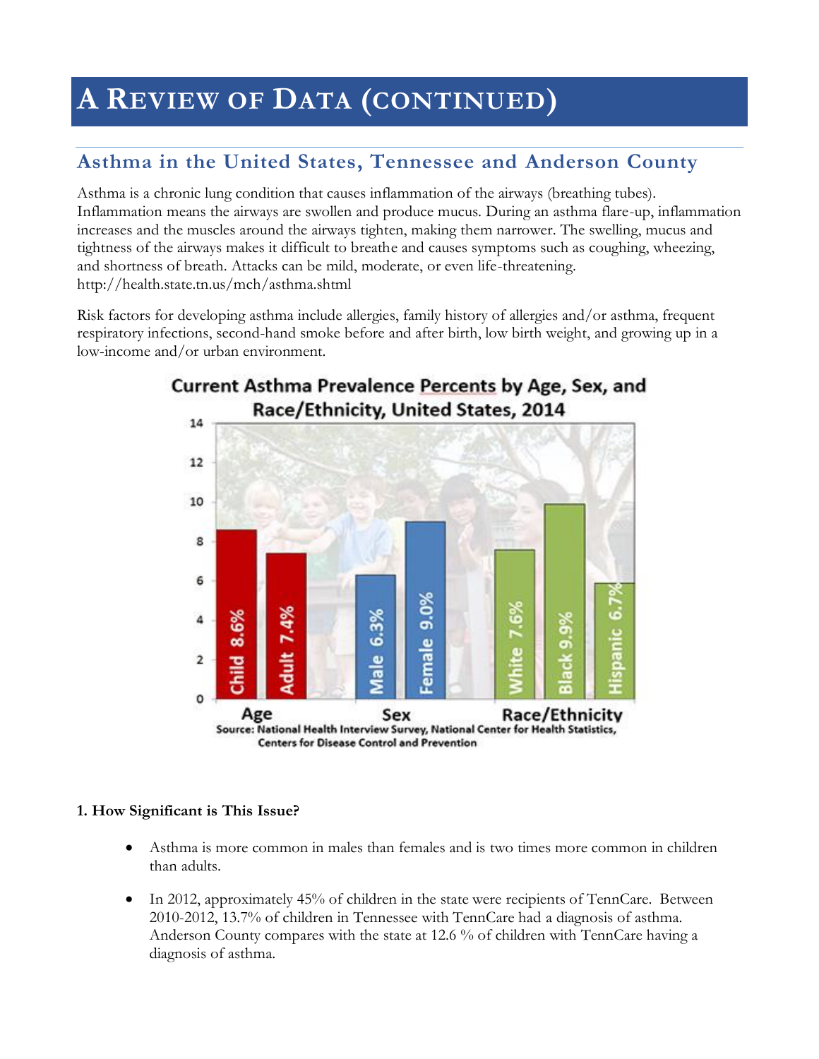# A REVIEW OF DATA (CONTINUED)

## Asthma in the United States, Tennessee and Anderson County

Asthma is a chronic lung condition that causes inflammation of the airways (breathing tubes). Inflammation means the airways are swollen and produce mucus. During an asthma flare-up, inflammation increases and the muscles around the airways tighten, making them narrower. The swelling, mucus and tightness of the airways makes it difficult to breathe and causes symptoms such as coughing, wheezing, and shortness of breath. Attacks can be mild, moderate, or even life-threatening. http://health.state.tn.us/mch/asthma.shtml

Risk factors for developing asthma include allergies, family history of allergies and/or asthma, frequent respiratory infections, second-hand smoke before and after birth, low birth weight, and growing up in a low-income and/or urban environment.

**Current Asthma Prevalence Percents by Age, Sex, and Race/Ethnicity, United States, 2014**

| Group | Category | Percent |
|---|---|---|
| Age | Child | 8.6% |
| Age | Adult | 7.4% |
| Sex | Male | 6.3% |
| Sex | Female | 9.0% |
| Race/Ethnicity | White | 7.6% |
| Race/Ethnicity | Black | 9.9% |
| Race/Ethnicity | Hispanic | 6.7% |

Source: National Health Interview Survey, National Center for Health Statistics, Centers for Disease Control and Prevention

**1. How Significant is This Issue?**

- Asthma is more common in males than females and is two times more common in children than adults.
- In 2012, approximately 45% of children in the state were recipients of TennCare. Between 2010-2012, 13.7% of children in Tennessee with TennCare had a diagnosis of asthma. Anderson County compares with the state at 12.6 % of children with TennCare having a diagnosis of asthma.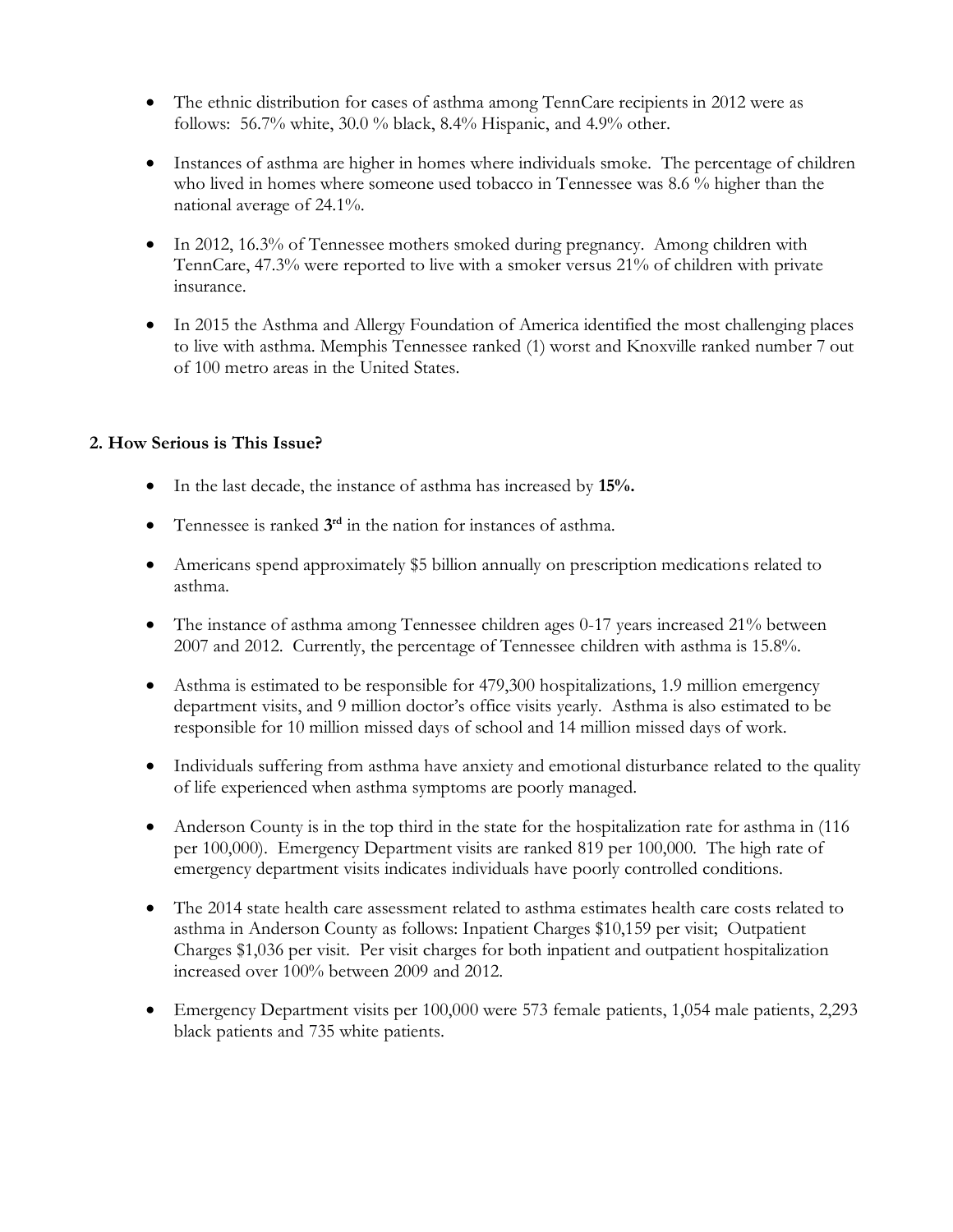- The ethnic distribution for cases of asthma among TennCare recipients in 2012 were as follows: 56.7% white, 30.0 % black, 8.4% Hispanic, and 4.9% other.

- Instances of asthma are higher in homes where individuals smoke. The percentage of children who lived in homes where someone used tobacco in Tennessee was 8.6 % higher than the national average of 24.1%.

- In 2012, 16.3% of Tennessee mothers smoked during pregnancy. Among children with TennCare, 47.3% were reported to live with a smoker versus 21% of children with private insurance.

- In 2015 the Asthma and Allergy Foundation of America identified the most challenging places to live with asthma. Memphis Tennessee ranked (1) worst and Knoxville ranked number 7 out of 100 metro areas in the United States.

### 2. How Serious is This Issue?

- In the last decade, the instance of asthma has increased by **15%.**

- Tennessee is ranked **3rd** in the nation for instances of asthma.

- Americans spend approximately $5 billion annually on prescription medications related to asthma.

- The instance of asthma among Tennessee children ages 0-17 years increased 21% between 2007 and 2012. Currently, the percentage of Tennessee children with asthma is 15.8%.

- Asthma is estimated to be responsible for 479,300 hospitalizations, 1.9 million emergency department visits, and 9 million doctor's office visits yearly. Asthma is also estimated to be responsible for 10 million missed days of school and 14 million missed days of work.

- Individuals suffering from asthma have anxiety and emotional disturbance related to the quality of life experienced when asthma symptoms are poorly managed.

- Anderson County is in the top third in the state for the hospitalization rate for asthma in (116 per 100,000). Emergency Department visits are ranked 819 per 100,000. The high rate of emergency department visits indicates individuals have poorly controlled conditions.

- The 2014 state health care assessment related to asthma estimates health care costs related to asthma in Anderson County as follows: Inpatient Charges $10,159 per visit; Outpatient Charges $1,036 per visit. Per visit charges for both inpatient and outpatient hospitalization increased over 100% between 2009 and 2012.

- Emergency Department visits per 100,000 were 573 female patients, 1,054 male patients, 2,293 black patients and 735 white patients.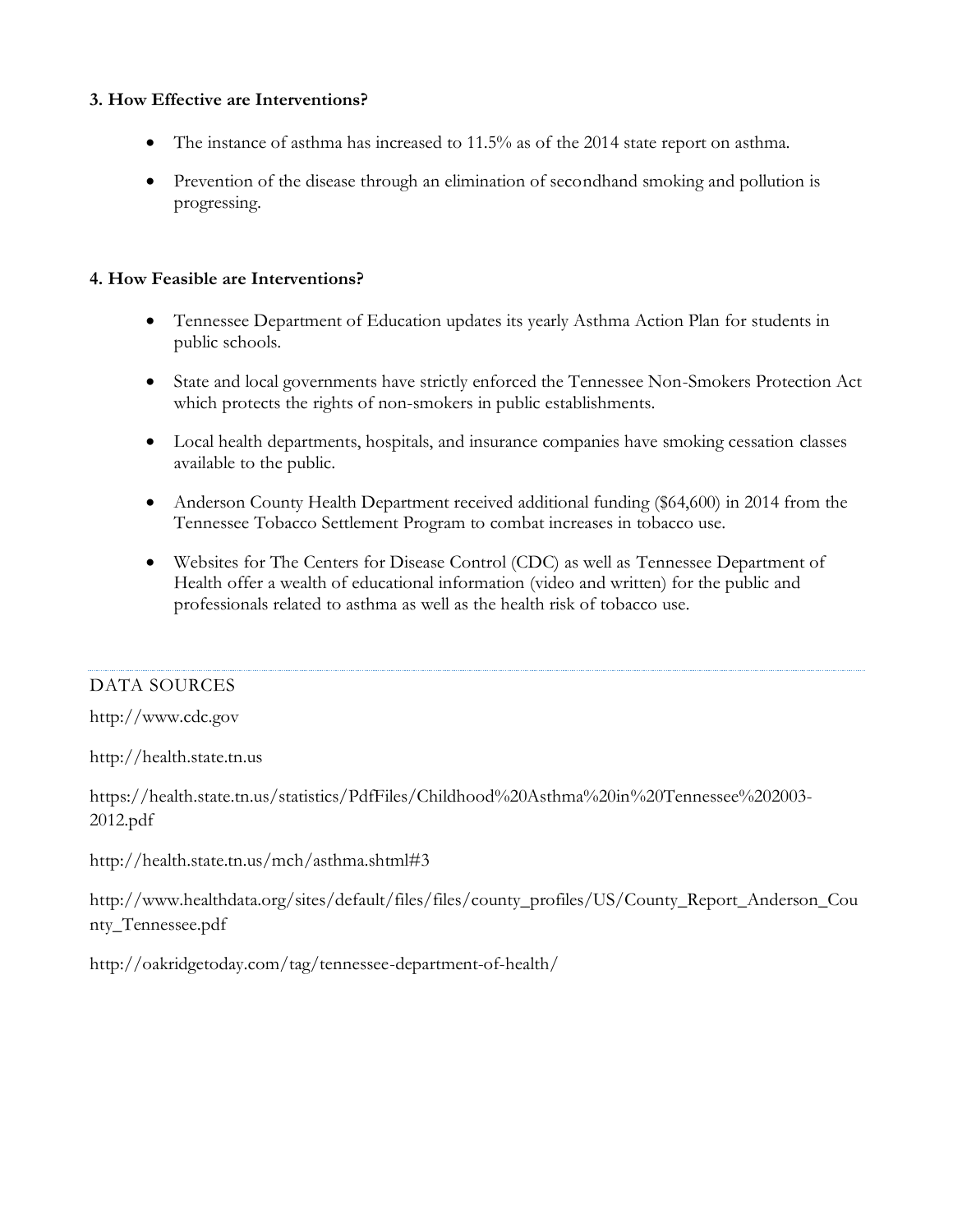**3. How Effective are Interventions?**

- The instance of asthma has increased to 11.5% as of the 2014 state report on asthma.
- Prevention of the disease through an elimination of secondhand smoking and pollution is progressing.

**4. How Feasible are Interventions?**

- Tennessee Department of Education updates its yearly Asthma Action Plan for students in public schools.
- State and local governments have strictly enforced the Tennessee Non-Smokers Protection Act which protects the rights of non-smokers in public establishments.
- Local health departments, hospitals, and insurance companies have smoking cessation classes available to the public.
- Anderson County Health Department received additional funding ($64,600) in 2014 from the Tennessee Tobacco Settlement Program to combat increases in tobacco use.
- Websites for The Centers for Disease Control (CDC) as well as Tennessee Department of Health offer a wealth of educational information (video and written) for the public and professionals related to asthma as well as the health risk of tobacco use.

---

DATA SOURCES

http://www.cdc.gov

http://health.state.tn.us

https://health.state.tn.us/statistics/PdfFiles/Childhood%20Asthma%20in%20Tennessee%202003-2012.pdf

http://health.state.tn.us/mch/asthma.shtml#3

http://www.healthdata.org/sites/default/files/files/county_profiles/US/County_Report_Anderson_County_Tennessee.pdf

http://oakridgetoday.com/tag/tennessee-department-of-health/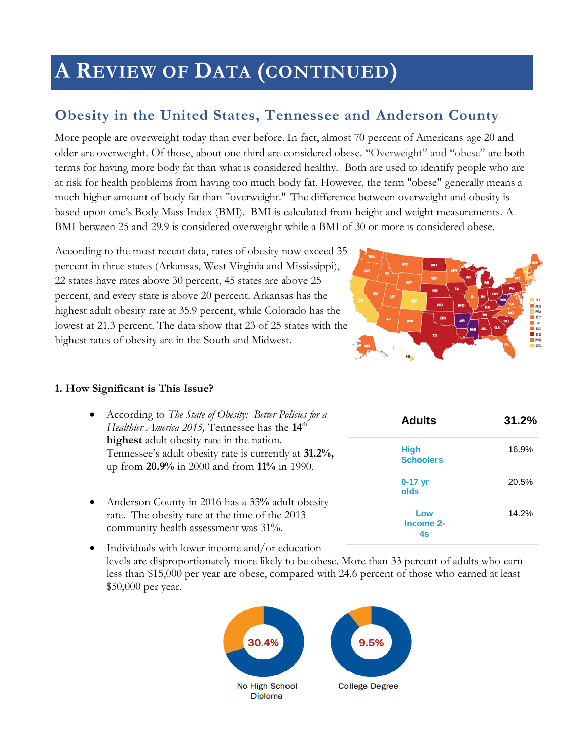# A Review of Data (continued)

## Obesity in the United States, Tennessee and Anderson County

More people are overweight today than ever before. In fact, almost 70 percent of Americans age 20 and older are overweight. Of those, about one third are considered obese. "Overweight" and "obese" are both terms for having more body fat than what is considered healthy. Both are used to identify people who are at risk for health problems from having too much body fat. However, the term "obese" generally means a much higher amount of body fat than "overweight." The difference between overweight and obesity is based upon one's Body Mass Index (BMI). BMI is calculated from height and weight measurements. A BMI between 25 and 29.9 is considered overweight while a BMI of 30 or more is considered obese.

According to the most recent data, rates of obesity now exceed 35 percent in three states (Arkansas, West Virginia and Mississippi), 22 states have rates above 30 percent, 45 states are above 25 percent, and every state is above 20 percent. Arkansas has the highest adult obesity rate at 35.9 percent, while Colorado has the lowest at 21.3 percent. The data show that 23 of 25 states with the highest rates of obesity are in the South and Midwest.

### 1. How Significant is This Issue?

- According to *The State of Obesity: Better Policies for a Healthier America 2015,* Tennessee has the **14th highest** adult obesity rate in the nation. Tennessee's adult obesity rate is currently at **31.2%,** up from **20.9%** in 2000 and from **11%** in 1990.
- Anderson County in 2016 has a 33% adult obesity rate. The obesity rate at the time of the 2013 community health assessment was 31%.
- Individuals with lower income and/or education levels are disproportionately more likely to be obese. More than 33 percent of adults who earn less than $15,000 per year are obese, compared with 24.6 percent of those who earned at least $50,000 per year.

| Adults | 31.2% |
|---|---|
| High Schoolers | 16.9% |
| 0-17 yr olds | 20.5% |
| Low Income 2-4s | 14.2% |

30.4% No High School Diploma

9.5% College Degree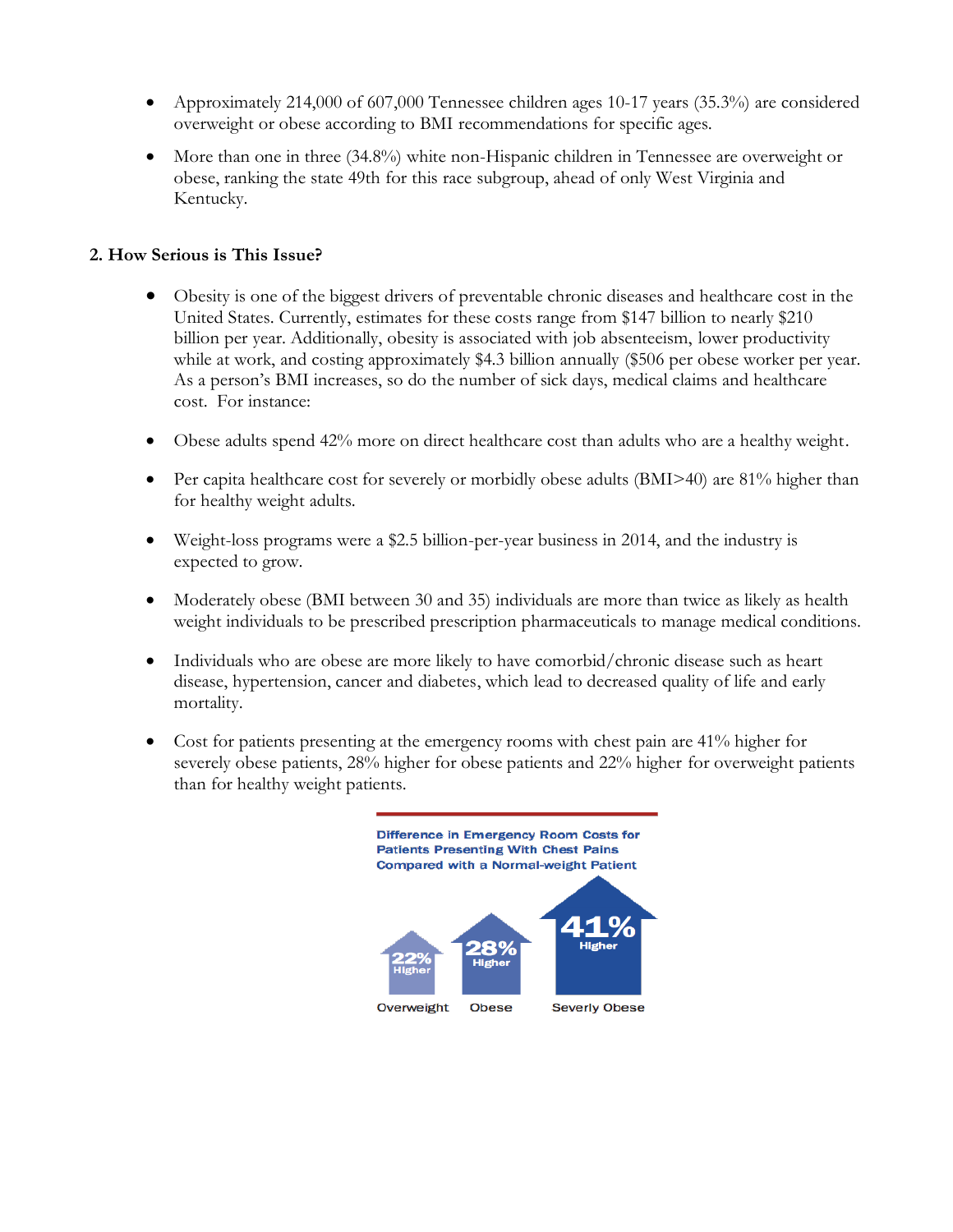- Approximately 214,000 of 607,000 Tennessee children ages 10-17 years (35.3%) are considered overweight or obese according to BMI recommendations for specific ages.
- More than one in three (34.8%) white non-Hispanic children in Tennessee are overweight or obese, ranking the state 49th for this race subgroup, ahead of only West Virginia and Kentucky.

**2. How Serious is This Issue?**

- Obesity is one of the biggest drivers of preventable chronic diseases and healthcare cost in the United States. Currently, estimates for these costs range from $147 billion to nearly $210 billion per year. Additionally, obesity is associated with job absenteeism, lower productivity while at work, and costing approximately $4.3 billion annually ($506 per obese worker per year. As a person's BMI increases, so do the number of sick days, medical claims and healthcare cost. For instance:
- Obese adults spend 42% more on direct healthcare cost than adults who are a healthy weight.
- Per capita healthcare cost for severely or morbidly obese adults (BMI>40) are 81% higher than for healthy weight adults.
- Weight-loss programs were a $2.5 billion-per-year business in 2014, and the industry is expected to grow.
- Moderately obese (BMI between 30 and 35) individuals are more than twice as likely as health weight individuals to be prescribed prescription pharmaceuticals to manage medical conditions.
- Individuals who are obese are more likely to have comorbid/chronic disease such as heart disease, hypertension, cancer and diabetes, which lead to decreased quality of life and early mortality.
- Cost for patients presenting at the emergency rooms with chest pain are 41% higher for severely obese patients, 28% higher for obese patients and 22% higher for overweight patients than for healthy weight patients.

**Difference in Emergency Room Costs for Patients Presenting With Chest Pains Compared with a Normal-weight Patient**

| Overweight | Obese | Severly Obese |
|---|---|---|
| 22% Higher | 28% Higher | 41% Higher |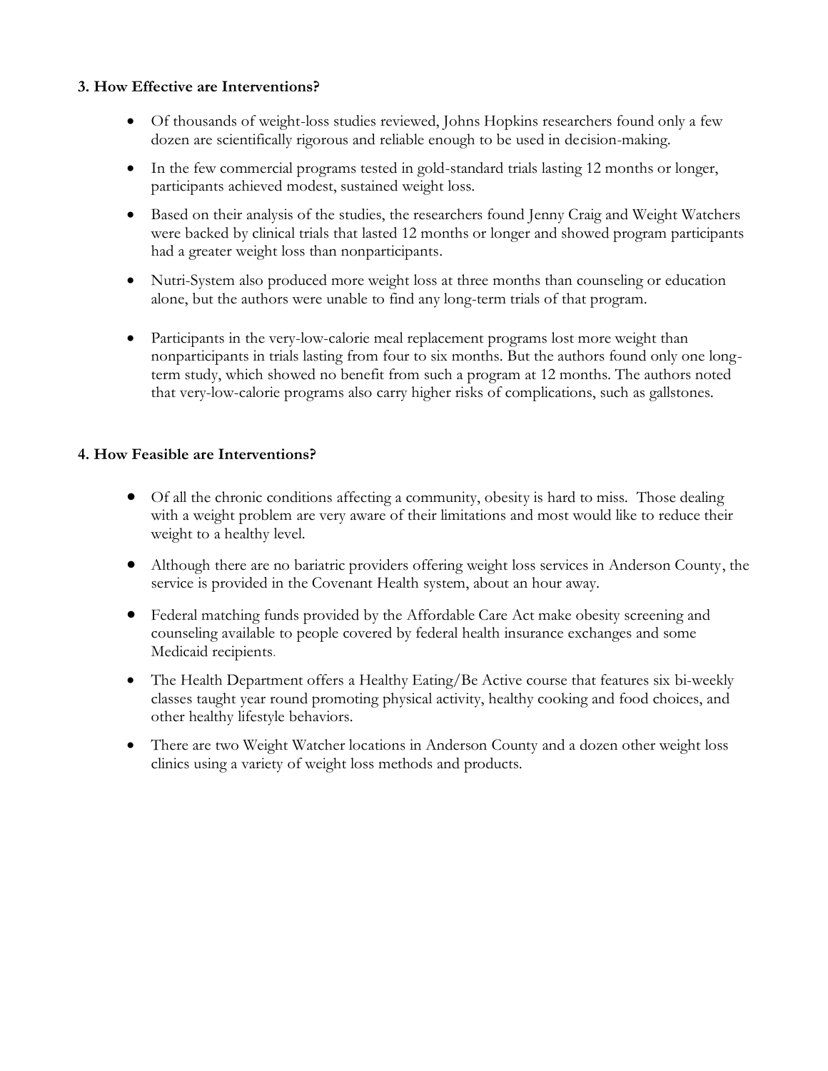### 3. How Effective are Interventions?

- Of thousands of weight-loss studies reviewed, Johns Hopkins researchers found only a few dozen are scientifically rigorous and reliable enough to be used in decision-making.
- In the few commercial programs tested in gold-standard trials lasting 12 months or longer, participants achieved modest, sustained weight loss.
- Based on their analysis of the studies, the researchers found Jenny Craig and Weight Watchers were backed by clinical trials that lasted 12 months or longer and showed program participants had a greater weight loss than nonparticipants.
- Nutri-System also produced more weight loss at three months than counseling or education alone, but the authors were unable to find any long-term trials of that program.
- Participants in the very-low-calorie meal replacement programs lost more weight than nonparticipants in trials lasting from four to six months. But the authors found only one long-term study, which showed no benefit from such a program at 12 months. The authors noted that very-low-calorie programs also carry higher risks of complications, such as gallstones.

### 4. How Feasible are Interventions?

- Of all the chronic conditions affecting a community, obesity is hard to miss. Those dealing with a weight problem are very aware of their limitations and most would like to reduce their weight to a healthy level.
- Although there are no bariatric providers offering weight loss services in Anderson County, the service is provided in the Covenant Health system, about an hour away.
- Federal matching funds provided by the Affordable Care Act make obesity screening and counseling available to people covered by federal health insurance exchanges and some Medicaid recipients.
- The Health Department offers a Healthy Eating/Be Active course that features six bi-weekly classes taught year round promoting physical activity, healthy cooking and food choices, and other healthy lifestyle behaviors.
- There are two Weight Watcher locations in Anderson County and a dozen other weight loss clinics using a variety of weight loss methods and products.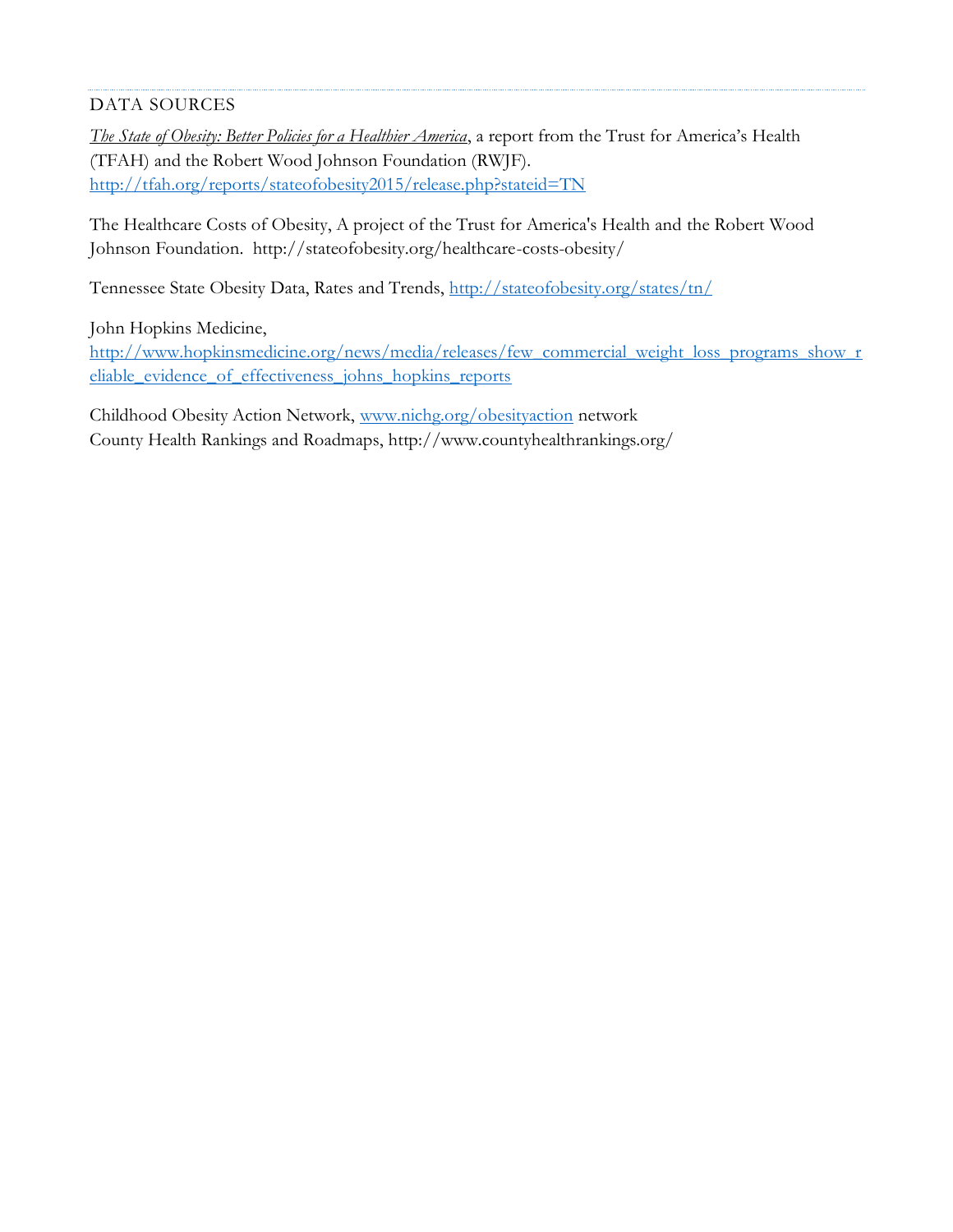## DATA SOURCES

*The State of Obesity: Better Policies for a Healthier America*, a report from the Trust for America's Health (TFAH) and the Robert Wood Johnson Foundation (RWJF). http://tfah.org/reports/stateofobesity2015/release.php?stateid=TN

The Healthcare Costs of Obesity, A project of the Trust for America's Health and the Robert Wood Johnson Foundation. http://stateofobesity.org/healthcare-costs-obesity/

Tennessee State Obesity Data, Rates and Trends, http://stateofobesity.org/states/tn/

John Hopkins Medicine, http://www.hopkinsmedicine.org/news/media/releases/few_commercial_weight_loss_programs_show_reliable_evidence_of_effectiveness_johns_hopkins_reports

Childhood Obesity Action Network, www.nichq.org/obesityaction network
County Health Rankings and Roadmaps, http://www.countyhealthrankings.org/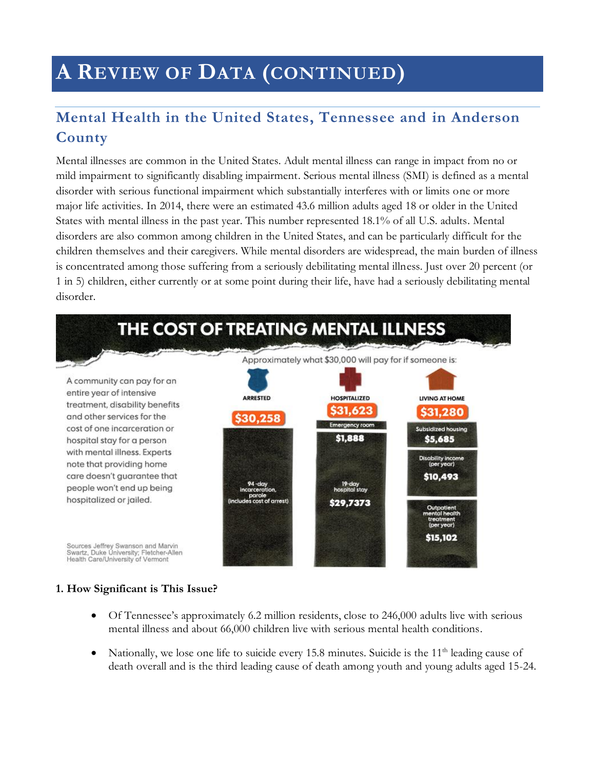# A Review of Data (continued)

## Mental Health in the United States, Tennessee and in Anderson County

Mental illnesses are common in the United States. Adult mental illness can range in impact from no or mild impairment to significantly disabling impairment. Serious mental illness (SMI) is defined as a mental disorder with serious functional impairment which substantially interferes with or limits one or more major life activities. In 2014, there were an estimated 43.6 million adults aged 18 or older in the United States with mental illness in the past year. This number represented 18.1% of all U.S. adults. Mental disorders are also common among children in the United States, and can be particularly difficult for the children themselves and their caregivers. While mental disorders are widespread, the main burden of illness is concentrated among those suffering from a seriously debilitating mental illness. Just over 20 percent (or 1 in 5) children, either currently or at some point during their life, have had a seriously debilitating mental disorder.

**THE COST OF TREATING MENTAL ILLNESS**

A community can pay for an entire year of intensive treatment, disability benefits and other services for the cost of one incarceration or hospital stay for a person with mental illness. Experts note that providing home care doesn't guarantee that people won't end up being hospitalized or jailed.

Approximately what $30,000 will pay for if someone is:

| ARRESTED | HOSPITALIZED | LIVING AT HOME |
|---|---|---|
| $30,258 | $31,623 | $31,280 |
| 94-day incarceration, parole (includes cost of arrest) | Emergency room $1,888 | Subsidized housing $5,685 |
| | 19-day hospital stay $29,7373 | Disability income (per year) $10,493 |
| | | Outpatient mental health treatment (per year) $15,102 |

Sources Jeffrey Swanson and Marvin Swartz, Duke University; Fletcher-Allen Health Care/University of Vermont

### 1. How Significant is This Issue?

- Of Tennessee's approximately 6.2 million residents, close to 246,000 adults live with serious mental illness and about 66,000 children live with serious mental health conditions.
- Nationally, we lose one life to suicide every 15.8 minutes. Suicide is the 11th leading cause of death overall and is the third leading cause of death among youth and young adults aged 15-24.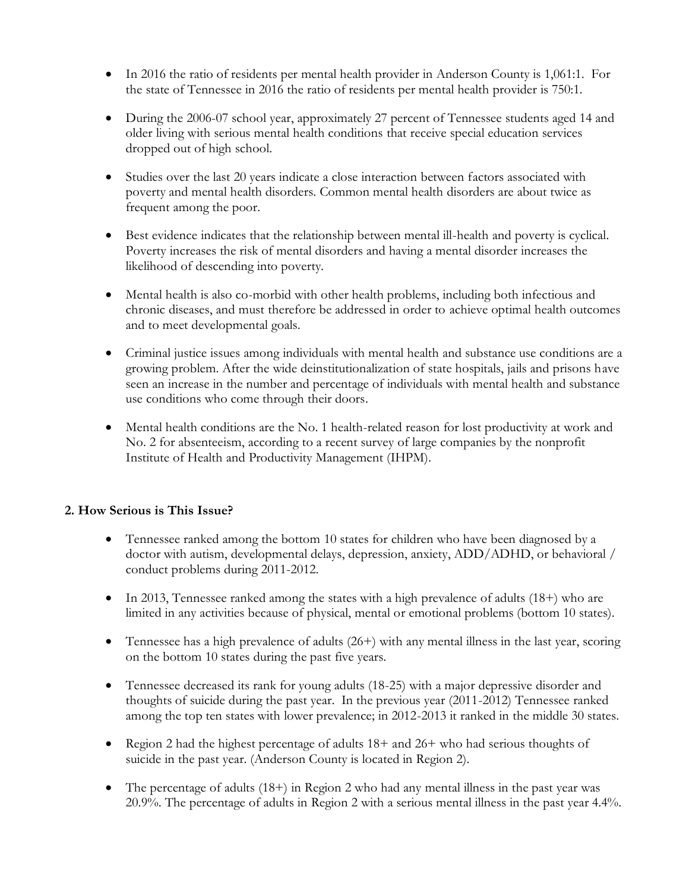- In 2016 the ratio of residents per mental health provider in Anderson County is 1,061:1. For the state of Tennessee in 2016 the ratio of residents per mental health provider is 750:1.
- During the 2006-07 school year, approximately 27 percent of Tennessee students aged 14 and older living with serious mental health conditions that receive special education services dropped out of high school.
- Studies over the last 20 years indicate a close interaction between factors associated with poverty and mental health disorders. Common mental health disorders are about twice as frequent among the poor.
- Best evidence indicates that the relationship between mental ill-health and poverty is cyclical. Poverty increases the risk of mental disorders and having a mental disorder increases the likelihood of descending into poverty.
- Mental health is also co-morbid with other health problems, including both infectious and chronic diseases, and must therefore be addressed in order to achieve optimal health outcomes and to meet developmental goals.
- Criminal justice issues among individuals with mental health and substance use conditions are a growing problem. After the wide deinstitutionalization of state hospitals, jails and prisons have seen an increase in the number and percentage of individuals with mental health and substance use conditions who come through their doors.
- Mental health conditions are the No. 1 health-related reason for lost productivity at work and No. 2 for absenteeism, according to a recent survey of large companies by the nonprofit Institute of Health and Productivity Management (IHPM).

**2. How Serious is This Issue?**

- Tennessee ranked among the bottom 10 states for children who have been diagnosed by a doctor with autism, developmental delays, depression, anxiety, ADD/ADHD, or behavioral / conduct problems during 2011-2012.
- In 2013, Tennessee ranked among the states with a high prevalence of adults (18+) who are limited in any activities because of physical, mental or emotional problems (bottom 10 states).
- Tennessee has a high prevalence of adults (26+) with any mental illness in the last year, scoring on the bottom 10 states during the past five years.
- Tennessee decreased its rank for young adults (18-25) with a major depressive disorder and thoughts of suicide during the past year. In the previous year (2011-2012) Tennessee ranked among the top ten states with lower prevalence; in 2012-2013 it ranked in the middle 30 states.
- Region 2 had the highest percentage of adults 18+ and 26+ who had serious thoughts of suicide in the past year. (Anderson County is located in Region 2).
- The percentage of adults (18+) in Region 2 who had any mental illness in the past year was 20.9%. The percentage of adults in Region 2 with a serious mental illness in the past year 4.4%.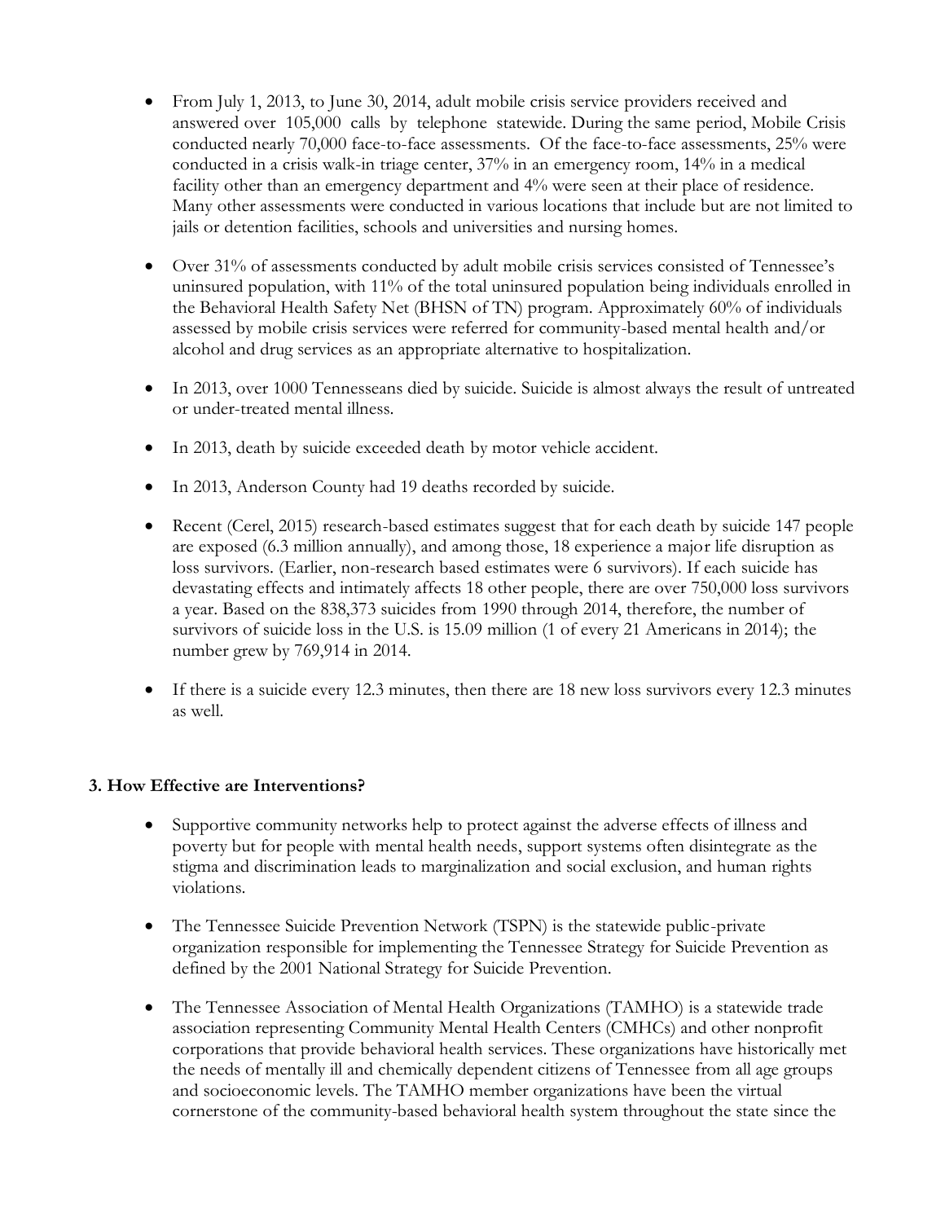- From July 1, 2013, to June 30, 2014, adult mobile crisis service providers received and answered over 105,000 calls by telephone statewide. During the same period, Mobile Crisis conducted nearly 70,000 face-to-face assessments. Of the face-to-face assessments, 25% were conducted in a crisis walk-in triage center, 37% in an emergency room, 14% in a medical facility other than an emergency department and 4% were seen at their place of residence. Many other assessments were conducted in various locations that include but are not limited to jails or detention facilities, schools and universities and nursing homes.

- Over 31% of assessments conducted by adult mobile crisis services consisted of Tennessee's uninsured population, with 11% of the total uninsured population being individuals enrolled in the Behavioral Health Safety Net (BHSN of TN) program. Approximately 60% of individuals assessed by mobile crisis services were referred for community-based mental health and/or alcohol and drug services as an appropriate alternative to hospitalization.

- In 2013, over 1000 Tennesseans died by suicide. Suicide is almost always the result of untreated or under-treated mental illness.

- In 2013, death by suicide exceeded death by motor vehicle accident.

- In 2013, Anderson County had 19 deaths recorded by suicide.

- Recent (Cerel, 2015) research-based estimates suggest that for each death by suicide 147 people are exposed (6.3 million annually), and among those, 18 experience a major life disruption as loss survivors. (Earlier, non-research based estimates were 6 survivors). If each suicide has devastating effects and intimately affects 18 other people, there are over 750,000 loss survivors a year. Based on the 838,373 suicides from 1990 through 2014, therefore, the number of survivors of suicide loss in the U.S. is 15.09 million (1 of every 21 Americans in 2014); the number grew by 769,914 in 2014.

- If there is a suicide every 12.3 minutes, then there are 18 new loss survivors every 12.3 minutes as well.

### 3. How Effective are Interventions?

- Supportive community networks help to protect against the adverse effects of illness and poverty but for people with mental health needs, support systems often disintegrate as the stigma and discrimination leads to marginalization and social exclusion, and human rights violations.

- The Tennessee Suicide Prevention Network (TSPN) is the statewide public-private organization responsible for implementing the Tennessee Strategy for Suicide Prevention as defined by the 2001 National Strategy for Suicide Prevention.

- The Tennessee Association of Mental Health Organizations (TAMHO) is a statewide trade association representing Community Mental Health Centers (CMHCs) and other nonprofit corporations that provide behavioral health services. These organizations have historically met the needs of mentally ill and chemically dependent citizens of Tennessee from all age groups and socioeconomic levels. The TAMHO member organizations have been the virtual cornerstone of the community-based behavioral health system throughout the state since the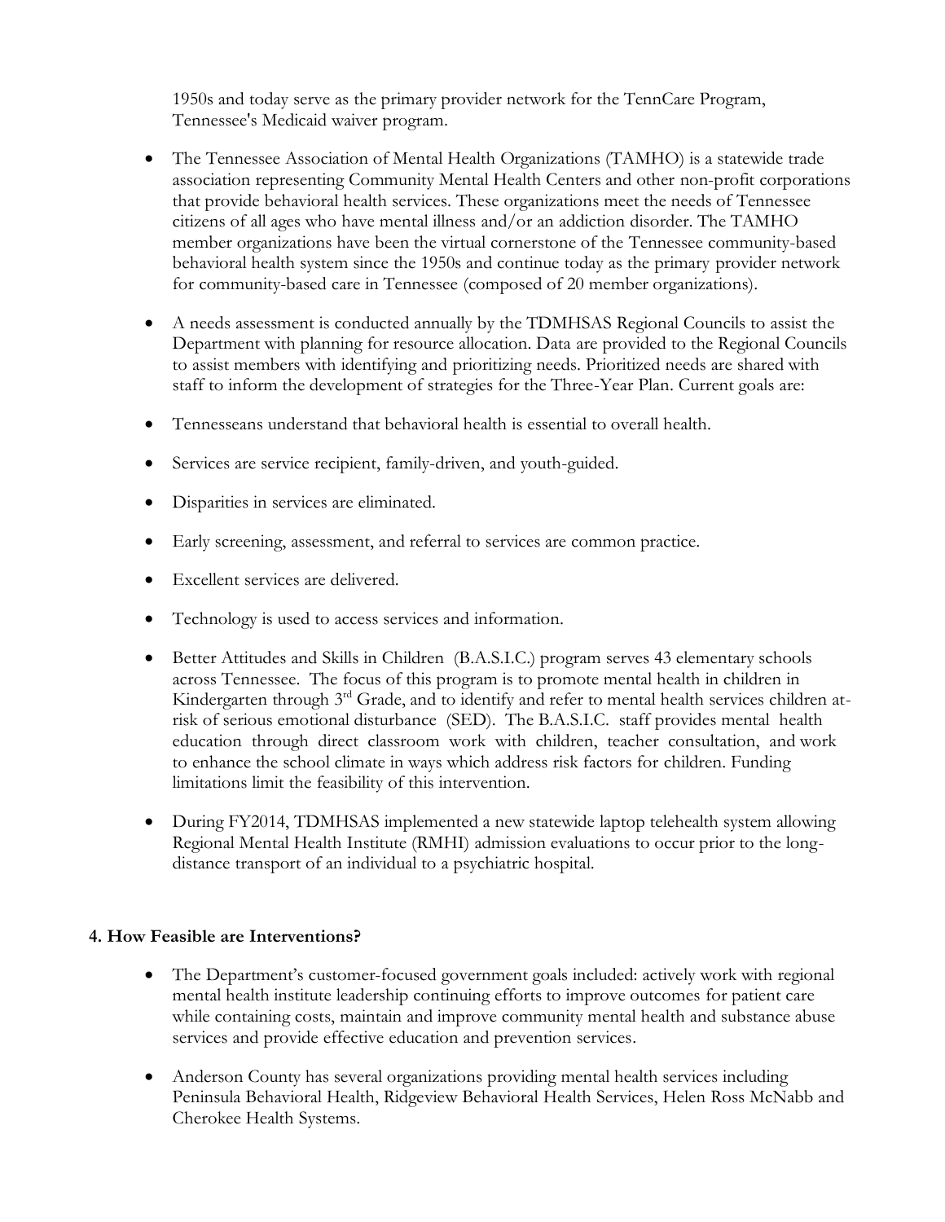1950s and today serve as the primary provider network for the TennCare Program, Tennessee's Medicaid waiver program.

- The Tennessee Association of Mental Health Organizations (TAMHO) is a statewide trade association representing Community Mental Health Centers and other non-profit corporations that provide behavioral health services. These organizations meet the needs of Tennessee citizens of all ages who have mental illness and/or an addiction disorder. The TAMHO member organizations have been the virtual cornerstone of the Tennessee community-based behavioral health system since the 1950s and continue today as the primary provider network for community-based care in Tennessee (composed of 20 member organizations).

- A needs assessment is conducted annually by the TDMHSAS Regional Councils to assist the Department with planning for resource allocation. Data are provided to the Regional Councils to assist members with identifying and prioritizing needs. Prioritized needs are shared with staff to inform the development of strategies for the Three-Year Plan. Current goals are:

- Tennesseans understand that behavioral health is essential to overall health.

- Services are service recipient, family-driven, and youth-guided.

- Disparities in services are eliminated.

- Early screening, assessment, and referral to services are common practice.

- Excellent services are delivered.

- Technology is used to access services and information.

- Better Attitudes and Skills in Children (B.A.S.I.C.) program serves 43 elementary schools across Tennessee. The focus of this program is to promote mental health in children in Kindergarten through 3rd Grade, and to identify and refer to mental health services children at-risk of serious emotional disturbance (SED). The B.A.S.I.C. staff provides mental health education through direct classroom work with children, teacher consultation, and work to enhance the school climate in ways which address risk factors for children. Funding limitations limit the feasibility of this intervention.

- During FY2014, TDMHSAS implemented a new statewide laptop telehealth system allowing Regional Mental Health Institute (RMHI) admission evaluations to occur prior to the long-distance transport of an individual to a psychiatric hospital.

**4. How Feasible are Interventions?**

- The Department's customer-focused government goals included: actively work with regional mental health institute leadership continuing efforts to improve outcomes for patient care while containing costs, maintain and improve community mental health and substance abuse services and provide effective education and prevention services.

- Anderson County has several organizations providing mental health services including Peninsula Behavioral Health, Ridgeview Behavioral Health Services, Helen Ross McNabb and Cherokee Health Systems.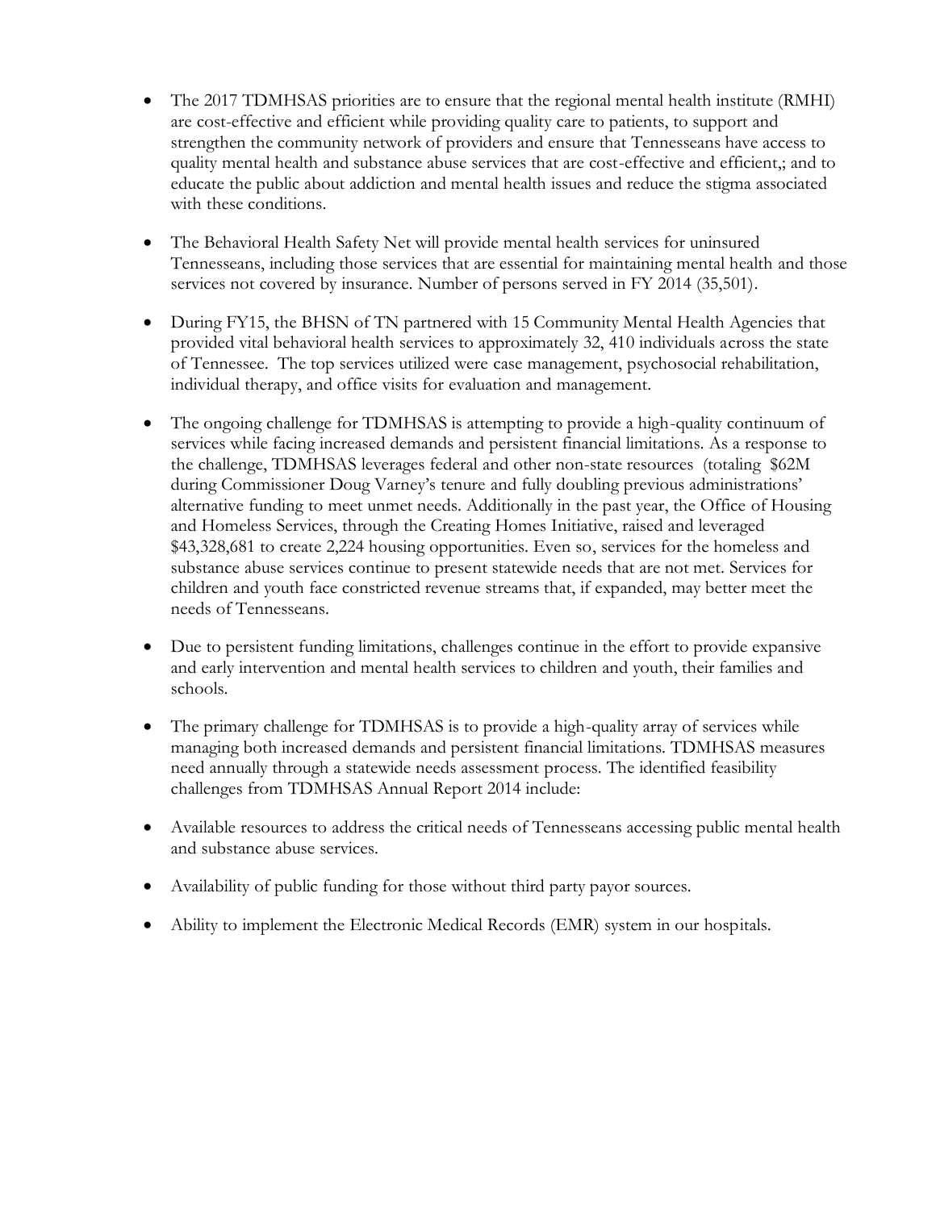- The 2017 TDMHSAS priorities are to ensure that the regional mental health institute (RMHI) are cost-effective and efficient while providing quality care to patients, to support and strengthen the community network of providers and ensure that Tennesseans have access to quality mental health and substance abuse services that are cost-effective and efficient,; and to educate the public about addiction and mental health issues and reduce the stigma associated with these conditions.

- The Behavioral Health Safety Net will provide mental health services for uninsured Tennesseans, including those services that are essential for maintaining mental health and those services not covered by insurance. Number of persons served in FY 2014 (35,501).

- During FY15, the BHSN of TN partnered with 15 Community Mental Health Agencies that provided vital behavioral health services to approximately 32, 410 individuals across the state of Tennessee. The top services utilized were case management, psychosocial rehabilitation, individual therapy, and office visits for evaluation and management.

- The ongoing challenge for TDMHSAS is attempting to provide a high-quality continuum of services while facing increased demands and persistent financial limitations. As a response to the challenge, TDMHSAS leverages federal and other non-state resources (totaling $62M during Commissioner Doug Varney's tenure and fully doubling previous administrations' alternative funding to meet unmet needs. Additionally in the past year, the Office of Housing and Homeless Services, through the Creating Homes Initiative, raised and leveraged $43,328,681 to create 2,224 housing opportunities. Even so, services for the homeless and substance abuse services continue to present statewide needs that are not met. Services for children and youth face constricted revenue streams that, if expanded, may better meet the needs of Tennesseans.

- Due to persistent funding limitations, challenges continue in the effort to provide expansive and early intervention and mental health services to children and youth, their families and schools.

- The primary challenge for TDMHSAS is to provide a high-quality array of services while managing both increased demands and persistent financial limitations. TDMHSAS measures need annually through a statewide needs assessment process. The identified feasibility challenges from TDMHSAS Annual Report 2014 include:

- Available resources to address the critical needs of Tennesseans accessing public mental health and substance abuse services.

- Availability of public funding for those without third party payor sources.

- Ability to implement the Electronic Medical Records (EMR) system in our hospitals.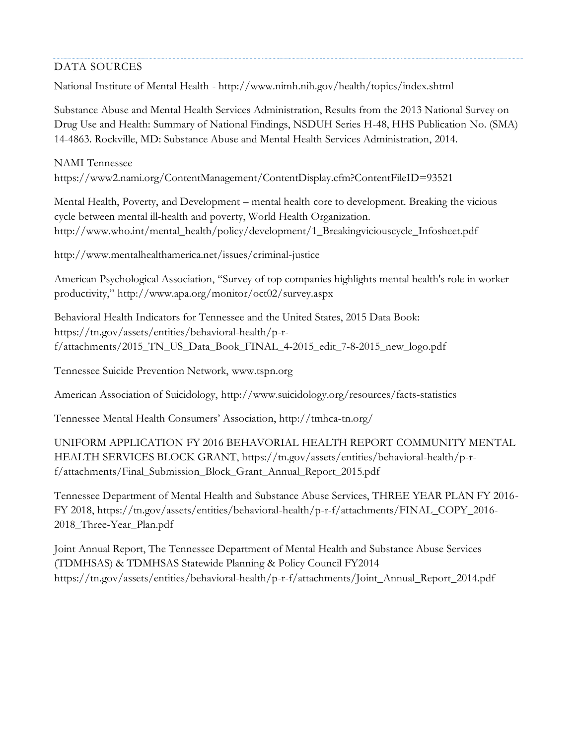## DATA SOURCES

National Institute of Mental Health - http://www.nimh.nih.gov/health/topics/index.shtml

Substance Abuse and Mental Health Services Administration, Results from the 2013 National Survey on Drug Use and Health: Summary of National Findings, NSDUH Series H-48, HHS Publication No. (SMA) 14-4863. Rockville, MD: Substance Abuse and Mental Health Services Administration, 2014.

NAMI Tennessee
https://www2.nami.org/ContentManagement/ContentDisplay.cfm?ContentFileID=93521

Mental Health, Poverty, and Development – mental health core to development. Breaking the vicious cycle between mental ill-health and poverty, World Health Organization. http://www.who.int/mental_health/policy/development/1_Breakingviciouscycle_Infosheet.pdf

http://www.mentalhealthamerica.net/issues/criminal-justice

American Psychological Association, "Survey of top companies highlights mental health's role in worker productivity," http://www.apa.org/monitor/oct02/survey.aspx

Behavioral Health Indicators for Tennessee and the United States, 2015 Data Book: https://tn.gov/assets/entities/behavioral-health/p-r-f/attachments/2015_TN_US_Data_Book_FINAL_4-2015_edit_7-8-2015_new_logo.pdf

Tennessee Suicide Prevention Network, www.tspn.org

American Association of Suicidology, http://www.suicidology.org/resources/facts-statistics

Tennessee Mental Health Consumers' Association, http://tmhca-tn.org/

UNIFORM APPLICATION FY 2016 BEHAVORIAL HEALTH REPORT COMMUNITY MENTAL HEALTH SERVICES BLOCK GRANT, https://tn.gov/assets/entities/behavioral-health/p-r-f/attachments/Final_Submission_Block_Grant_Annual_Report_2015.pdf

Tennessee Department of Mental Health and Substance Abuse Services, THREE YEAR PLAN FY 2016-FY 2018, https://tn.gov/assets/entities/behavioral-health/p-r-f/attachments/FINAL_COPY_2016-2018_Three-Year_Plan.pdf

Joint Annual Report, The Tennessee Department of Mental Health and Substance Abuse Services (TDMHSAS) & TDMHSAS Statewide Planning & Policy Council FY2014 https://tn.gov/assets/entities/behavioral-health/p-r-f/attachments/Joint_Annual_Report_2014.pdf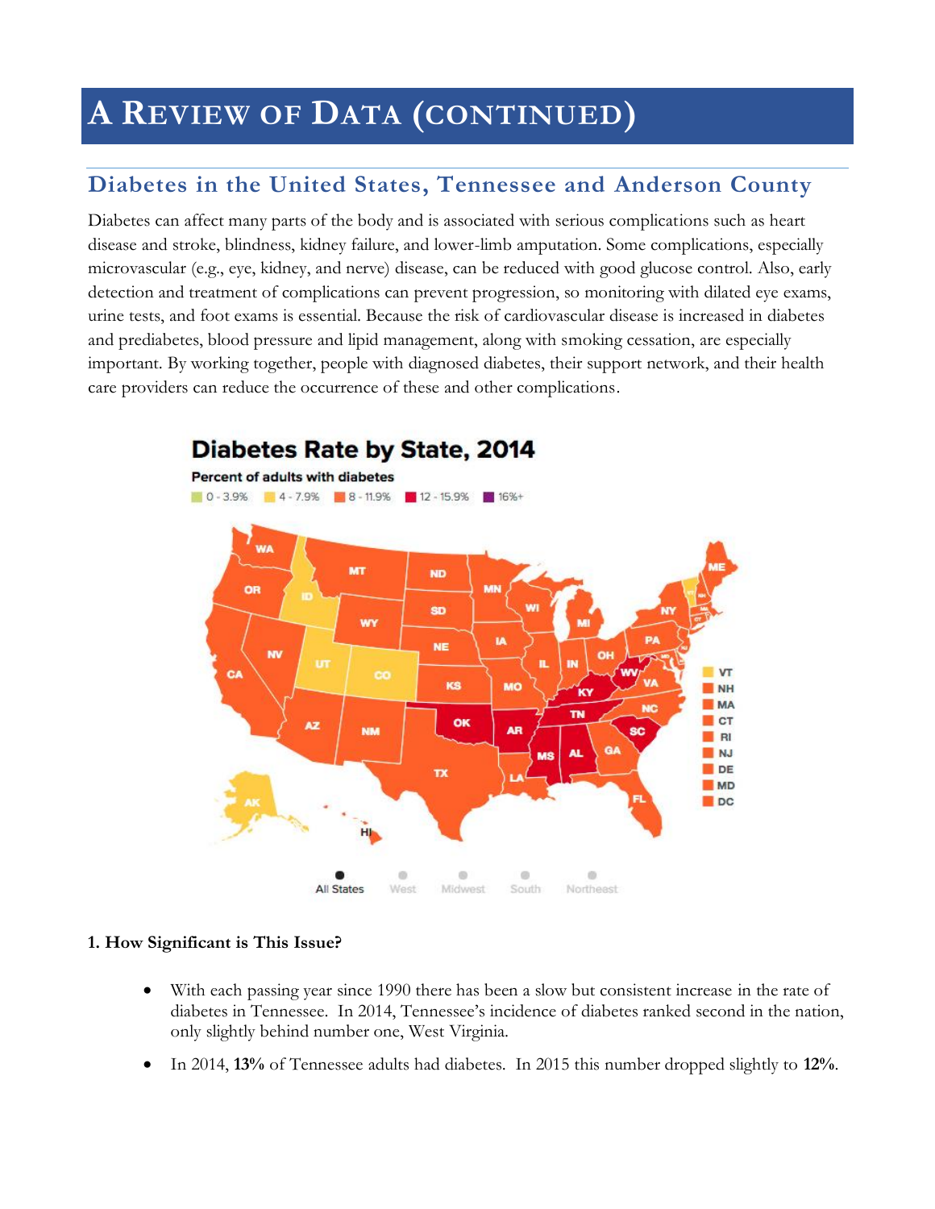# A Review of Data (continued)

## Diabetes in the United States, Tennessee and Anderson County

Diabetes can affect many parts of the body and is associated with serious complications such as heart disease and stroke, blindness, kidney failure, and lower-limb amputation. Some complications, especially microvascular (e.g., eye, kidney, and nerve) disease, can be reduced with good glucose control. Also, early detection and treatment of complications can prevent progression, so monitoring with dilated eye exams, urine tests, and foot exams is essential. Because the risk of cardiovascular disease is increased in diabetes and prediabetes, blood pressure and lipid management, along with smoking cessation, are especially important. By working together, people with diagnosed diabetes, their support network, and their health care providers can reduce the occurrence of these and other complications.

**Diabetes Rate by State, 2014**

Percent of adults with diabetes

0 - 3.9% | 4 - 7.9% | 8 - 11.9% | 12 - 15.9% | 16%+

### 1. How Significant is This Issue?

- With each passing year since 1990 there has been a slow but consistent increase in the rate of diabetes in Tennessee. In 2014, Tennessee's incidence of diabetes ranked second in the nation, only slightly behind number one, West Virginia.
- In 2014, **13%** of Tennessee adults had diabetes. In 2015 this number dropped slightly to **12%**.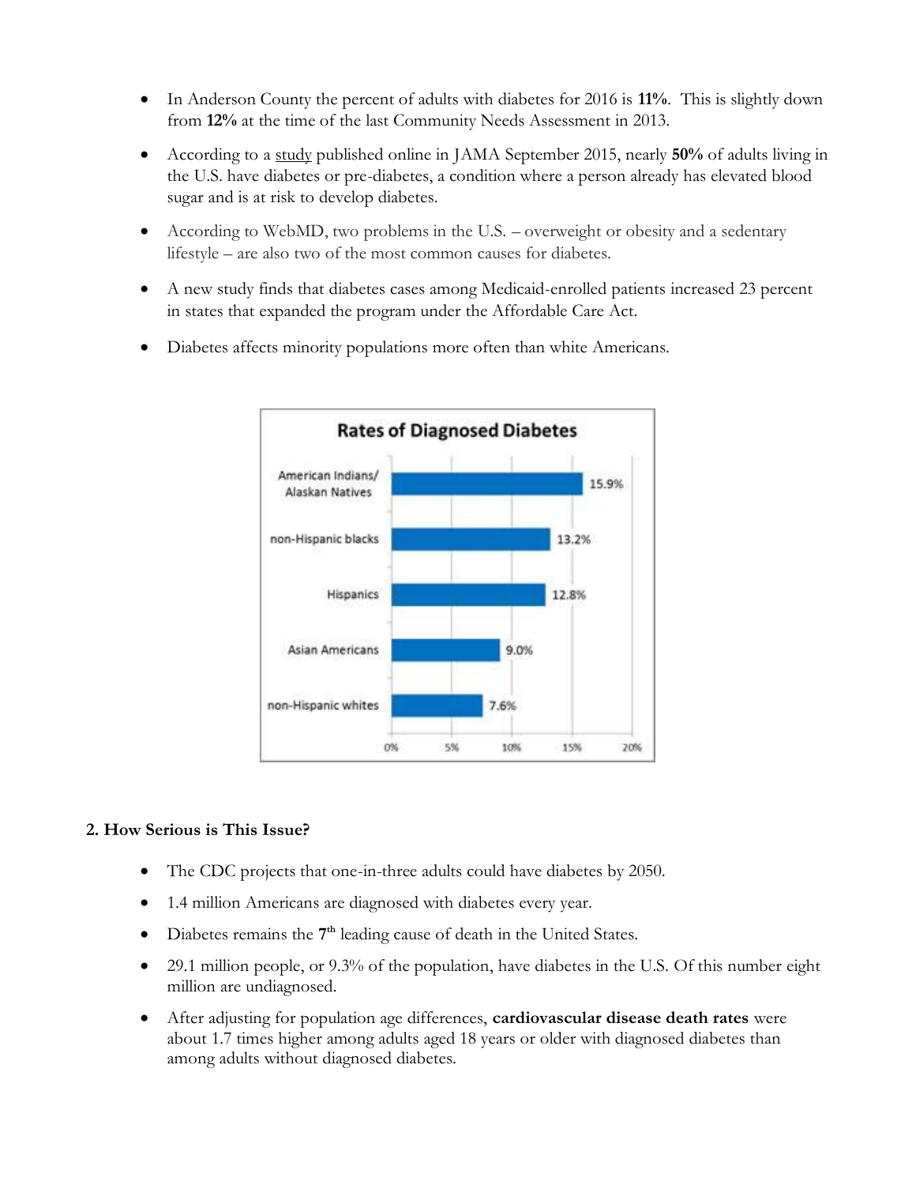- In Anderson County the percent of adults with diabetes for 2016 is **11%**. This is slightly down from **12%** at the time of the last Community Needs Assessment in 2013.
- According to a study published online in JAMA September 2015, nearly **50%** of adults living in the U.S. have diabetes or pre-diabetes, a condition where a person already has elevated blood sugar and is at risk to develop diabetes.
- According to WebMD, two problems in the U.S. – overweight or obesity and a sedentary lifestyle – are also two of the most common causes for diabetes.
- A new study finds that diabetes cases among Medicaid-enrolled patients increased 23 percent in states that expanded the program under the Affordable Care Act.
- Diabetes affects minority populations more often than white Americans.

**Rates of Diagnosed Diabetes**

| Population | Rate |
| --- | --- |
| American Indians/ Alaskan Natives | 15.9% |
| non-Hispanic blacks | 13.2% |
| Hispanics | 12.8% |
| Asian Americans | 9.0% |
| non-Hispanic whites | 7.6% |

## 2. How Serious is This Issue?

- The CDC projects that one-in-three adults could have diabetes by 2050.
- 1.4 million Americans are diagnosed with diabetes every year.
- Diabetes remains the 7th leading cause of death in the United States.
- 29.1 million people, or 9.3% of the population, have diabetes in the U.S. Of this number eight million are undiagnosed.
- After adjusting for population age differences, **cardiovascular disease death rates** were about 1.7 times higher among adults aged 18 years or older with diagnosed diabetes than among adults without diagnosed diabetes.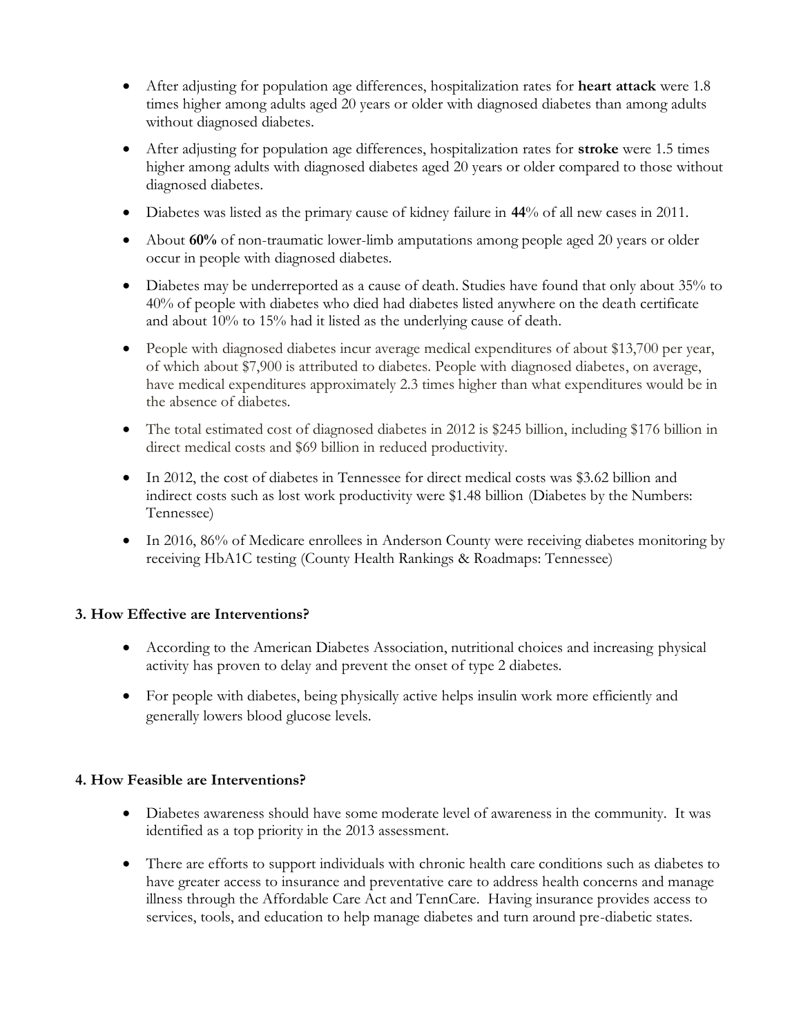- After adjusting for population age differences, hospitalization rates for **heart attack** were 1.8 times higher among adults aged 20 years or older with diagnosed diabetes than among adults without diagnosed diabetes.
- After adjusting for population age differences, hospitalization rates for **stroke** were 1.5 times higher among adults with diagnosed diabetes aged 20 years or older compared to those without diagnosed diabetes.
- Diabetes was listed as the primary cause of kidney failure in **44**% of all new cases in 2011.
- About **60%** of non-traumatic lower-limb amputations among people aged 20 years or older occur in people with diagnosed diabetes.
- Diabetes may be underreported as a cause of death. Studies have found that only about 35% to 40% of people with diabetes who died had diabetes listed anywhere on the death certificate and about 10% to 15% had it listed as the underlying cause of death.
- People with diagnosed diabetes incur average medical expenditures of about $13,700 per year, of which about $7,900 is attributed to diabetes. People with diagnosed diabetes, on average, have medical expenditures approximately 2.3 times higher than what expenditures would be in the absence of diabetes.
- The total estimated cost of diagnosed diabetes in 2012 is $245 billion, including $176 billion in direct medical costs and $69 billion in reduced productivity.
- In 2012, the cost of diabetes in Tennessee for direct medical costs was $3.62 billion and indirect costs such as lost work productivity were $1.48 billion (Diabetes by the Numbers: Tennessee)
- In 2016, 86% of Medicare enrollees in Anderson County were receiving diabetes monitoring by receiving HbA1C testing (County Health Rankings & Roadmaps: Tennessee)

**3. How Effective are Interventions?**

- According to the American Diabetes Association, nutritional choices and increasing physical activity has proven to delay and prevent the onset of type 2 diabetes.
- For people with diabetes, being physically active helps insulin work more efficiently and generally lowers blood glucose levels.

**4. How Feasible are Interventions?**

- Diabetes awareness should have some moderate level of awareness in the community. It was identified as a top priority in the 2013 assessment.
- There are efforts to support individuals with chronic health care conditions such as diabetes to have greater access to insurance and preventative care to address health concerns and manage illness through the Affordable Care Act and TennCare. Having insurance provides access to services, tools, and education to help manage diabetes and turn around pre-diabetic states.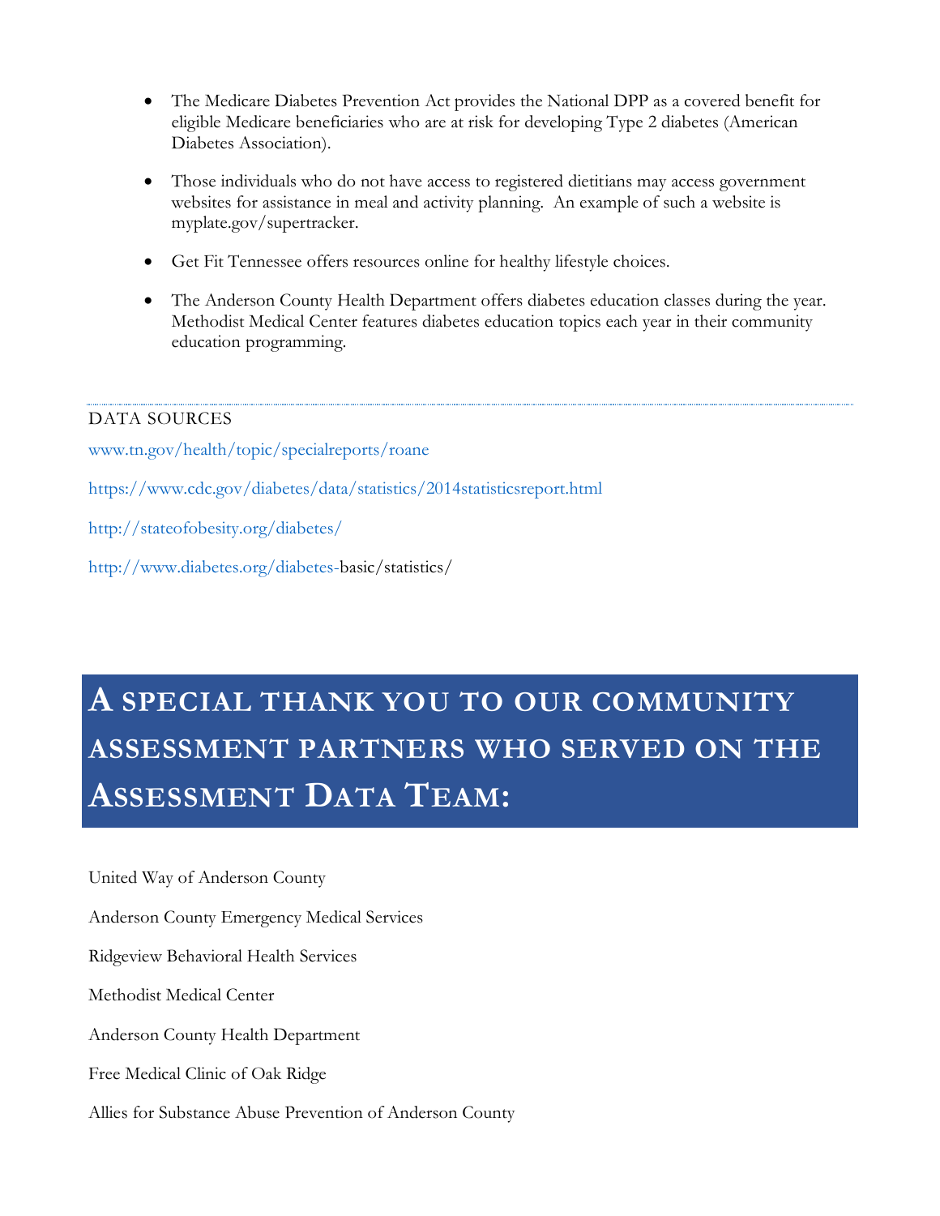- The Medicare Diabetes Prevention Act provides the National DPP as a covered benefit for eligible Medicare beneficiaries who are at risk for developing Type 2 diabetes (American Diabetes Association).

- Those individuals who do not have access to registered dietitians may access government websites for assistance in meal and activity planning. An example of such a website is myplate.gov/supertracker.

- Get Fit Tennessee offers resources online for healthy lifestyle choices.

- The Anderson County Health Department offers diabetes education classes during the year. Methodist Medical Center features diabetes education topics each year in their community education programming.

DATA SOURCES

www.tn.gov/health/topic/specialreports/roane

https://www.cdc.gov/diabetes/data/statistics/2014statisticsreport.html

http://stateofobesity.org/diabetes/

http://www.diabetes.org/diabetes-basic/statistics/

## A special thank you to our community assessment partners who served on the Assessment Data Team:

United Way of Anderson County

Anderson County Emergency Medical Services

Ridgeview Behavioral Health Services

Methodist Medical Center

Anderson County Health Department

Free Medical Clinic of Oak Ridge

Allies for Substance Abuse Prevention of Anderson County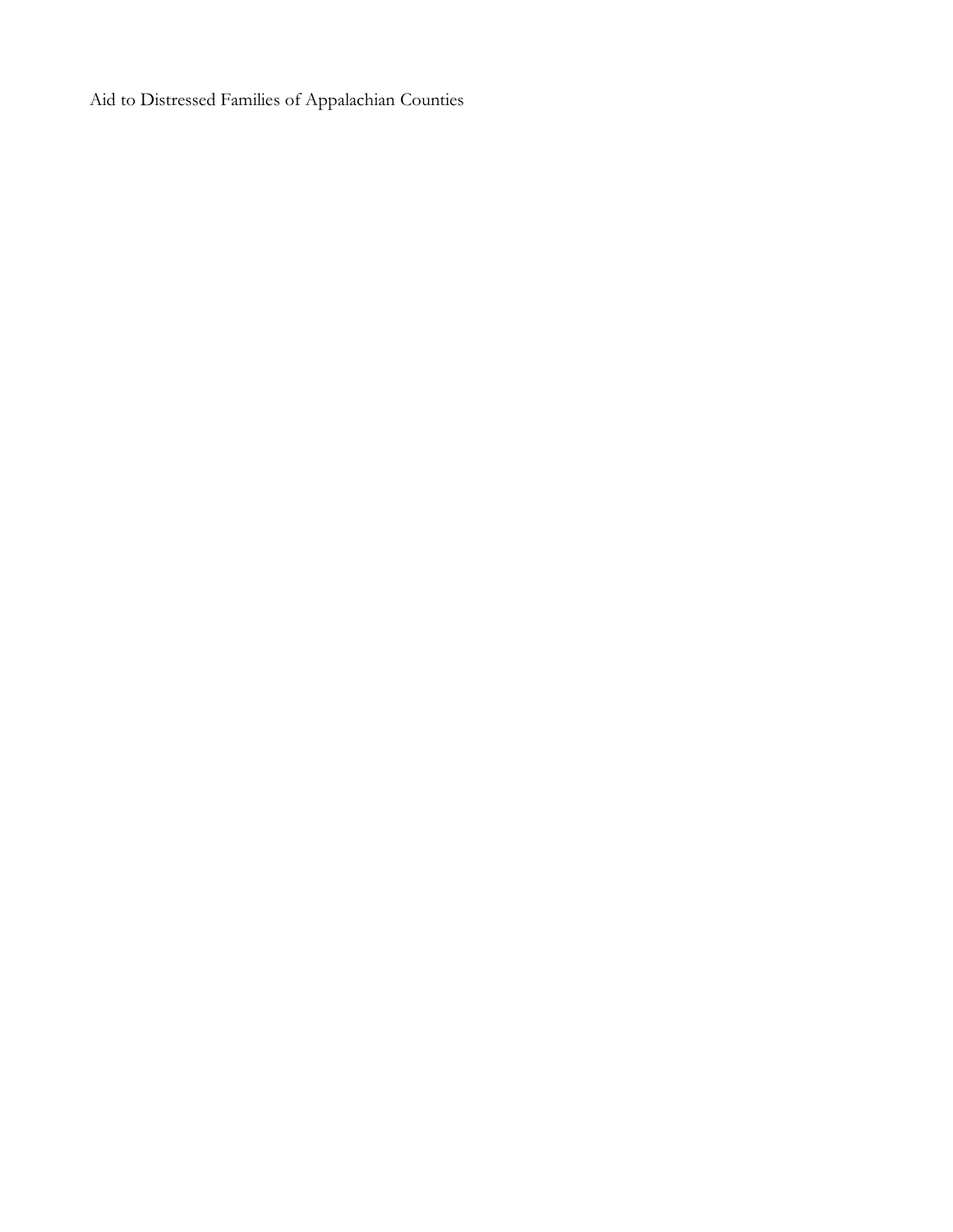Aid to Distressed Families of Appalachian Counties